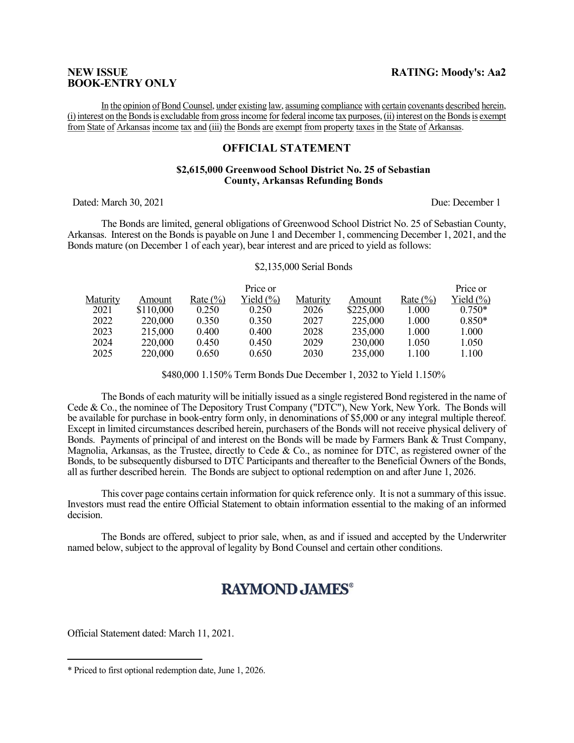**NEW ISSUE**
**BOOK-ENTRY ONLY**

**RATING: Moody's: Aa2**

In the opinion of Bond Counsel, under existing law, assuming compliance with certain covenants described herein, (i) interest on the Bonds is excludable from gross income for federal income tax purposes, (ii) interest on the Bonds is exempt from State of Arkansas income tax and (iii) the Bonds are exempt from property taxes in the State of Arkansas.

# OFFICIAL STATEMENT

## $2,615,000 Greenwood School District No. 25 of Sebastian County, Arkansas Refunding Bonds

Dated: March 30, 2021

Due: December 1

The Bonds are limited, general obligations of Greenwood School District No. 25 of Sebastian County, Arkansas. Interest on the Bonds is payable on June 1 and December 1, commencing December 1, 2021, and the Bonds mature (on December 1 of each year), bear interest and are priced to yield as follows:

$2,135,000 Serial Bonds

| Maturity | Amount | Rate (%) | Price or Yield (%) | Maturity | Amount | Rate (%) | Price or Yield (%) |
|---|---|---|---|---|---|---|---|
| 2021 | $110,000 | 0.250 | 0.250 | 2026 | $225,000 | 1.000 | 0.750* |
| 2022 | 220,000 | 0.350 | 0.350 | 2027 | 225,000 | 1.000 | 0.850* |
| 2023 | 215,000 | 0.400 | 0.400 | 2028 | 235,000 | 1.000 | 1.000 |
| 2024 | 220,000 | 0.450 | 0.450 | 2029 | 230,000 | 1.050 | 1.050 |
| 2025 | 220,000 | 0.650 | 0.650 | 2030 | 235,000 | 1.100 | 1.100 |

$480,000 1.150% Term Bonds Due December 1, 2032 to Yield 1.150%

The Bonds of each maturity will be initially issued as a single registered Bond registered in the name of Cede & Co., the nominee of The Depository Trust Company ("DTC"), New York, New York. The Bonds will be available for purchase in book-entry form only, in denominations of $5,000 or any integral multiple thereof. Except in limited circumstances described herein, purchasers of the Bonds will not receive physical delivery of Bonds. Payments of principal of and interest on the Bonds will be made by Farmers Bank & Trust Company, Magnolia, Arkansas, as the Trustee, directly to Cede & Co., as nominee for DTC, as registered owner of the Bonds, to be subsequently disbursed to DTC Participants and thereafter to the Beneficial Owners of the Bonds, all as further described herein. The Bonds are subject to optional redemption on and after June 1, 2026.

This cover page contains certain information for quick reference only. It is not a summary of this issue. Investors must read the entire Official Statement to obtain information essential to the making of an informed decision.

The Bonds are offered, subject to prior sale, when, as and if issued and accepted by the Underwriter named below, subject to the approval of legality by Bond Counsel and certain other conditions.

**RAYMOND JAMES®**

Official Statement dated: March 11, 2021.

---

\* Priced to first optional redemption date, June 1, 2026.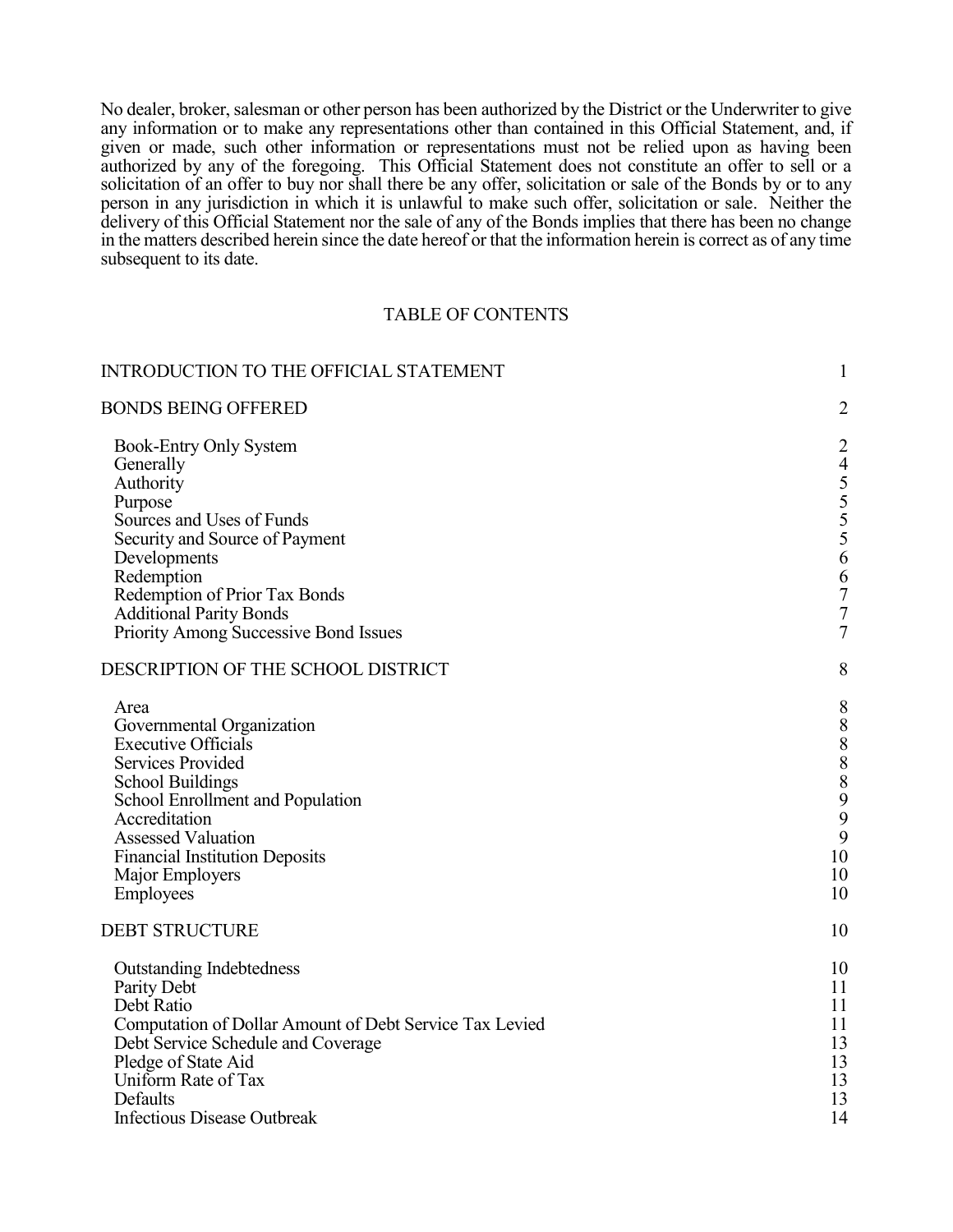No dealer, broker, salesman or other person has been authorized by the District or the Underwriter to give any information or to make any representations other than contained in this Official Statement, and, if given or made, such other information or representations must not be relied upon as having been authorized by any of the foregoing. This Official Statement does not constitute an offer to sell or a solicitation of an offer to buy nor shall there be any offer, solicitation or sale of the Bonds by or to any person in any jurisdiction in which it is unlawful to make such offer, solicitation or sale. Neither the delivery of this Official Statement nor the sale of any of the Bonds implies that there has been no change in the matters described herein since the date hereof or that the information herein is correct as of any time subsequent to its date.

## TABLE OF CONTENTS

| | |
|---|---|
| INTRODUCTION TO THE OFFICIAL STATEMENT | 1 |
| BONDS BEING OFFERED | 2 |
| Book-Entry Only System | 2 |
| Generally | 4 |
| Authority | 5 |
| Purpose | 5 |
| Sources and Uses of Funds | 5 |
| Security and Source of Payment | 5 |
| Developments | 6 |
| Redemption | 6 |
| Redemption of Prior Tax Bonds | 7 |
| Additional Parity Bonds | 7 |
| Priority Among Successive Bond Issues | 7 |
| DESCRIPTION OF THE SCHOOL DISTRICT | 8 |
| Area | 8 |
| Governmental Organization | 8 |
| Executive Officials | 8 |
| Services Provided | 8 |
| School Buildings | 8 |
| School Enrollment and Population | 9 |
| Accreditation | 9 |
| Assessed Valuation | 9 |
| Financial Institution Deposits | 10 |
| Major Employers | 10 |
| Employees | 10 |
| DEBT STRUCTURE | 10 |
| Outstanding Indebtedness | 10 |
| Parity Debt | 11 |
| Debt Ratio | 11 |
| Computation of Dollar Amount of Debt Service Tax Levied | 11 |
| Debt Service Schedule and Coverage | 13 |
| Pledge of State Aid | 13 |
| Uniform Rate of Tax | 13 |
| Defaults | 13 |
| Infectious Disease Outbreak | 14 |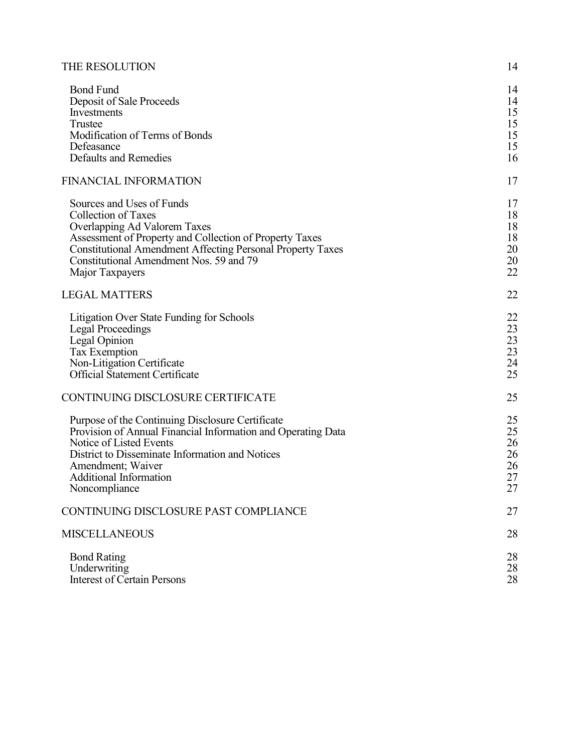| | |
|---|---|
| THE RESOLUTION | 14 |
| Bond Fund | 14 |
| Deposit of Sale Proceeds | 14 |
| Investments | 15 |
| Trustee | 15 |
| Modification of Terms of Bonds | 15 |
| Defeasance | 15 |
| Defaults and Remedies | 16 |
| FINANCIAL INFORMATION | 17 |
| Sources and Uses of Funds | 17 |
| Collection of Taxes | 18 |
| Overlapping Ad Valorem Taxes | 18 |
| Assessment of Property and Collection of Property Taxes | 18 |
| Constitutional Amendment Affecting Personal Property Taxes | 20 |
| Constitutional Amendment Nos. 59 and 79 | 20 |
| Major Taxpayers | 22 |
| LEGAL MATTERS | 22 |
| Litigation Over State Funding for Schools | 22 |
| Legal Proceedings | 23 |
| Legal Opinion | 23 |
| Tax Exemption | 23 |
| Non-Litigation Certificate | 24 |
| Official Statement Certificate | 25 |
| CONTINUING DISCLOSURE CERTIFICATE | 25 |
| Purpose of the Continuing Disclosure Certificate | 25 |
| Provision of Annual Financial Information and Operating Data | 25 |
| Notice of Listed Events | 26 |
| District to Disseminate Information and Notices | 26 |
| Amendment; Waiver | 26 |
| Additional Information | 27 |
| Noncompliance | 27 |
| CONTINUING DISCLOSURE PAST COMPLIANCE | 27 |
| MISCELLANEOUS | 28 |
| Bond Rating | 28 |
| Underwriting | 28 |
| Interest of Certain Persons | 28 |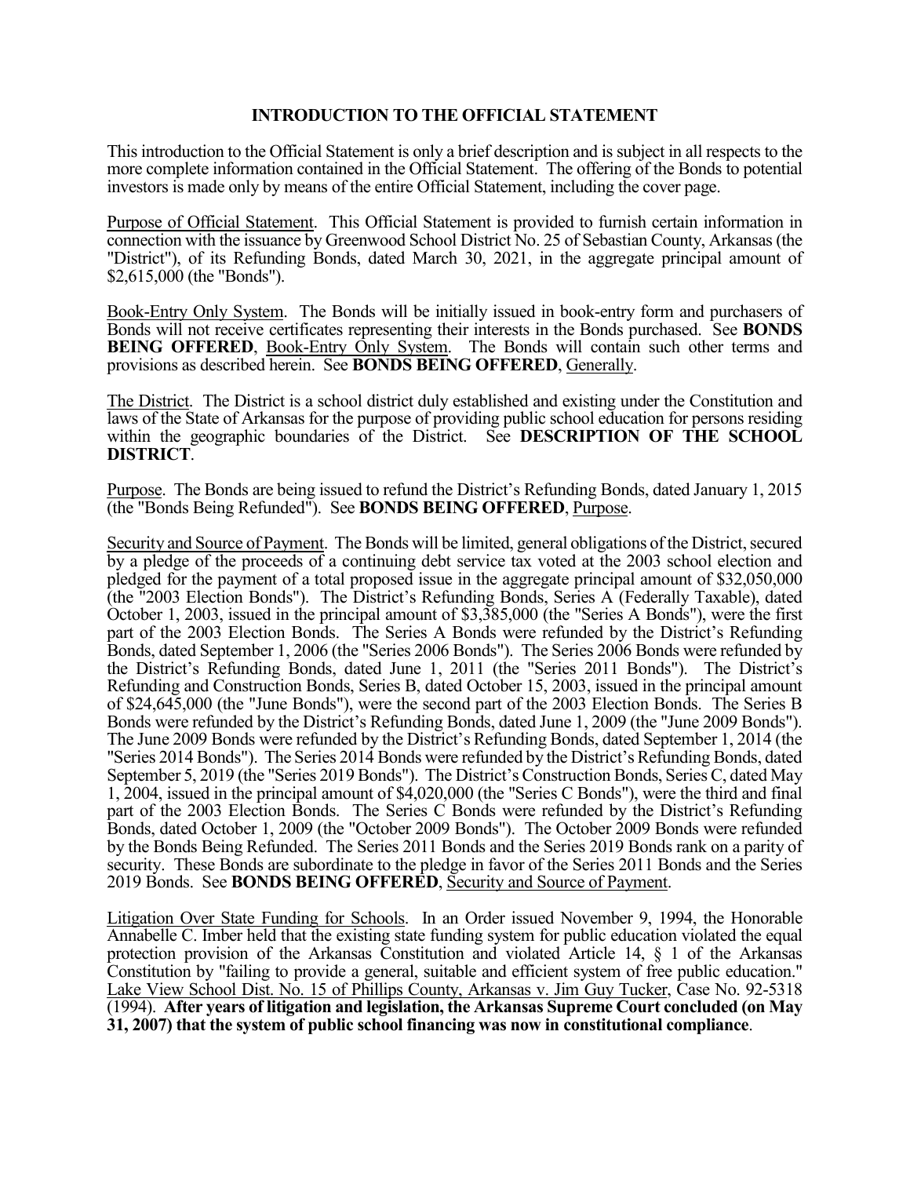## INTRODUCTION TO THE OFFICIAL STATEMENT

This introduction to the Official Statement is only a brief description and is subject in all respects to the more complete information contained in the Official Statement. The offering of the Bonds to potential investors is made only by means of the entire Official Statement, including the cover page.

Purpose of Official Statement. This Official Statement is provided to furnish certain information in connection with the issuance by Greenwood School District No. 25 of Sebastian County, Arkansas (the "District"), of its Refunding Bonds, dated March 30, 2021, in the aggregate principal amount of $2,615,000 (the "Bonds").

Book-Entry Only System. The Bonds will be initially issued in book-entry form and purchasers of Bonds will not receive certificates representing their interests in the Bonds purchased. See **BONDS BEING OFFERED**, Book-Entry Only System. The Bonds will contain such other terms and provisions as described herein. See **BONDS BEING OFFERED**, Generally.

The District. The District is a school district duly established and existing under the Constitution and laws of the State of Arkansas for the purpose of providing public school education for persons residing within the geographic boundaries of the District. See **DESCRIPTION OF THE SCHOOL DISTRICT**.

Purpose. The Bonds are being issued to refund the District's Refunding Bonds, dated January 1, 2015 (the "Bonds Being Refunded"). See **BONDS BEING OFFERED**, Purpose.

Security and Source of Payment. The Bonds will be limited, general obligations of the District, secured by a pledge of the proceeds of a continuing debt service tax voted at the 2003 school election and pledged for the payment of a total proposed issue in the aggregate principal amount of $32,050,000 (the "2003 Election Bonds"). The District's Refunding Bonds, Series A (Federally Taxable), dated October 1, 2003, issued in the principal amount of $3,385,000 (the "Series A Bonds"), were the first part of the 2003 Election Bonds. The Series A Bonds were refunded by the District's Refunding Bonds, dated September 1, 2006 (the "Series 2006 Bonds"). The Series 2006 Bonds were refunded by the District's Refunding Bonds, dated June 1, 2011 (the "Series 2011 Bonds"). The District's Refunding and Construction Bonds, Series B, dated October 15, 2003, issued in the principal amount of $24,645,000 (the "June Bonds"), were the second part of the 2003 Election Bonds. The Series B Bonds were refunded by the District's Refunding Bonds, dated June 1, 2009 (the "June 2009 Bonds"). The June 2009 Bonds were refunded by the District's Refunding Bonds, dated September 1, 2014 (the "Series 2014 Bonds"). The Series 2014 Bonds were refunded by the District's Refunding Bonds, dated September 5, 2019 (the "Series 2019 Bonds"). The District's Construction Bonds, Series C, dated May 1, 2004, issued in the principal amount of $4,020,000 (the "Series C Bonds"), were the third and final part of the 2003 Election Bonds. The Series C Bonds were refunded by the District's Refunding Bonds, dated October 1, 2009 (the "October 2009 Bonds"). The October 2009 Bonds were refunded by the Bonds Being Refunded. The Series 2011 Bonds and the Series 2019 Bonds rank on a parity of security. These Bonds are subordinate to the pledge in favor of the Series 2011 Bonds and the Series 2019 Bonds. See **BONDS BEING OFFERED**, Security and Source of Payment.

Litigation Over State Funding for Schools. In an Order issued November 9, 1994, the Honorable Annabelle C. Imber held that the existing state funding system for public education violated the equal protection provision of the Arkansas Constitution and violated Article 14, § 1 of the Arkansas Constitution by "failing to provide a general, suitable and efficient system of free public education." Lake View School Dist. No. 15 of Phillips County, Arkansas v. Jim Guy Tucker, Case No. 92-5318 (1994). **After years of litigation and legislation, the Arkansas Supreme Court concluded (on May 31, 2007) that the system of public school financing was now in constitutional compliance**.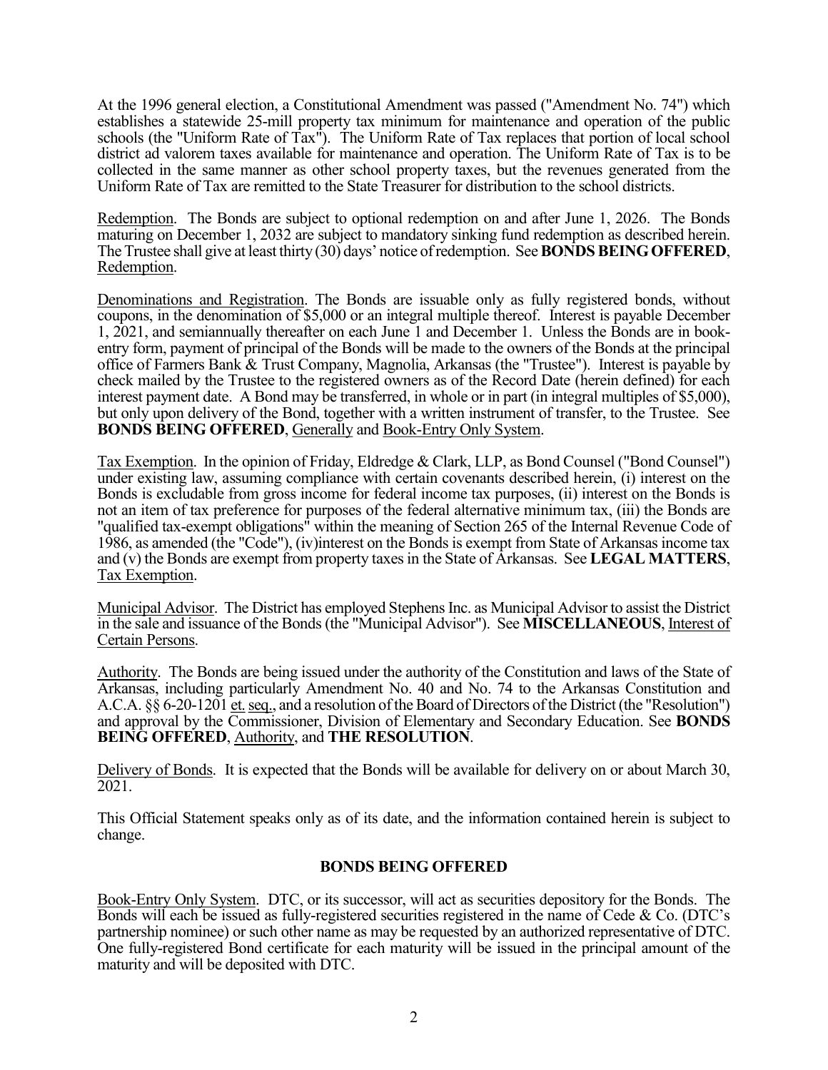At the 1996 general election, a Constitutional Amendment was passed ("Amendment No. 74") which establishes a statewide 25-mill property tax minimum for maintenance and operation of the public schools (the "Uniform Rate of Tax"). The Uniform Rate of Tax replaces that portion of local school district ad valorem taxes available for maintenance and operation. The Uniform Rate of Tax is to be collected in the same manner as other school property taxes, but the revenues generated from the Uniform Rate of Tax are remitted to the State Treasurer for distribution to the school districts.

Redemption. The Bonds are subject to optional redemption on and after June 1, 2026. The Bonds maturing on December 1, 2032 are subject to mandatory sinking fund redemption as described herein. The Trustee shall give at least thirty (30) days' notice of redemption. See **BONDS BEING OFFERED**, Redemption.

Denominations and Registration. The Bonds are issuable only as fully registered bonds, without coupons, in the denomination of $5,000 or an integral multiple thereof. Interest is payable December 1, 2021, and semiannually thereafter on each June 1 and December 1. Unless the Bonds are in book-entry form, payment of principal of the Bonds will be made to the owners of the Bonds at the principal office of Farmers Bank & Trust Company, Magnolia, Arkansas (the "Trustee"). Interest is payable by check mailed by the Trustee to the registered owners as of the Record Date (herein defined) for each interest payment date. A Bond may be transferred, in whole or in part (in integral multiples of $5,000), but only upon delivery of the Bond, together with a written instrument of transfer, to the Trustee. See **BONDS BEING OFFERED**, Generally and Book-Entry Only System.

Tax Exemption. In the opinion of Friday, Eldredge & Clark, LLP, as Bond Counsel ("Bond Counsel") under existing law, assuming compliance with certain covenants described herein, (i) interest on the Bonds is excludable from gross income for federal income tax purposes, (ii) interest on the Bonds is not an item of tax preference for purposes of the federal alternative minimum tax, (iii) the Bonds are "qualified tax-exempt obligations" within the meaning of Section 265 of the Internal Revenue Code of 1986, as amended (the "Code"), (iv)interest on the Bonds is exempt from State of Arkansas income tax and (v) the Bonds are exempt from property taxes in the State of Arkansas. See **LEGAL MATTERS**, Tax Exemption.

Municipal Advisor. The District has employed Stephens Inc. as Municipal Advisor to assist the District in the sale and issuance of the Bonds (the "Municipal Advisor"). See **MISCELLANEOUS**, Interest of Certain Persons.

Authority. The Bonds are being issued under the authority of the Constitution and laws of the State of Arkansas, including particularly Amendment No. 40 and No. 74 to the Arkansas Constitution and A.C.A. §§ 6-20-1201 et. seq., and a resolution of the Board of Directors of the District (the "Resolution") and approval by the Commissioner, Division of Elementary and Secondary Education. See **BONDS BEING OFFERED**, Authority, and **THE RESOLUTION**.

Delivery of Bonds. It is expected that the Bonds will be available for delivery on or about March 30, 2021.

This Official Statement speaks only as of its date, and the information contained herein is subject to change.

## BONDS BEING OFFERED

Book-Entry Only System. DTC, or its successor, will act as securities depository for the Bonds. The Bonds will each be issued as fully-registered securities registered in the name of Cede & Co. (DTC's partnership nominee) or such other name as may be requested by an authorized representative of DTC. One fully-registered Bond certificate for each maturity will be issued in the principal amount of the maturity and will be deposited with DTC.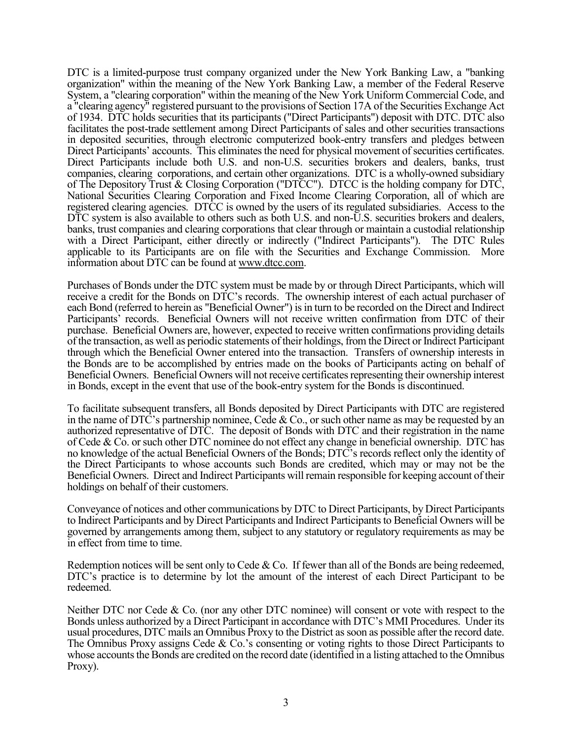DTC is a limited-purpose trust company organized under the New York Banking Law, a "banking organization" within the meaning of the New York Banking Law, a member of the Federal Reserve System, a "clearing corporation" within the meaning of the New York Uniform Commercial Code, and a "clearing agency" registered pursuant to the provisions of Section 17A of the Securities Exchange Act of 1934. DTC holds securities that its participants ("Direct Participants") deposit with DTC. DTC also facilitates the post-trade settlement among Direct Participants of sales and other securities transactions in deposited securities, through electronic computerized book-entry transfers and pledges between Direct Participants' accounts. This eliminates the need for physical movement of securities certificates. Direct Participants include both U.S. and non-U.S. securities brokers and dealers, banks, trust companies, clearing corporations, and certain other organizations. DTC is a wholly-owned subsidiary of The Depository Trust & Closing Corporation ("DTCC"). DTCC is the holding company for DTC, National Securities Clearing Corporation and Fixed Income Clearing Corporation, all of which are registered clearing agencies. DTCC is owned by the users of its regulated subsidiaries. Access to the DTC system is also available to others such as both U.S. and non-U.S. securities brokers and dealers, banks, trust companies and clearing corporations that clear through or maintain a custodial relationship with a Direct Participant, either directly or indirectly ("Indirect Participants"). The DTC Rules applicable to its Participants are on file with the Securities and Exchange Commission. More information about DTC can be found at www.dtcc.com.

Purchases of Bonds under the DTC system must be made by or through Direct Participants, which will receive a credit for the Bonds on DTC's records. The ownership interest of each actual purchaser of each Bond (referred to herein as "Beneficial Owner") is in turn to be recorded on the Direct and Indirect Participants' records. Beneficial Owners will not receive written confirmation from DTC of their purchase. Beneficial Owners are, however, expected to receive written confirmations providing details of the transaction, as well as periodic statements of their holdings, from the Direct or Indirect Participant through which the Beneficial Owner entered into the transaction. Transfers of ownership interests in the Bonds are to be accomplished by entries made on the books of Participants acting on behalf of Beneficial Owners. Beneficial Owners will not receive certificates representing their ownership interest in Bonds, except in the event that use of the book-entry system for the Bonds is discontinued.

To facilitate subsequent transfers, all Bonds deposited by Direct Participants with DTC are registered in the name of DTC's partnership nominee, Cede & Co., or such other name as may be requested by an authorized representative of DTC. The deposit of Bonds with DTC and their registration in the name of Cede & Co. or such other DTC nominee do not effect any change in beneficial ownership. DTC has no knowledge of the actual Beneficial Owners of the Bonds; DTC's records reflect only the identity of the Direct Participants to whose accounts such Bonds are credited, which may or may not be the Beneficial Owners. Direct and Indirect Participants will remain responsible for keeping account of their holdings on behalf of their customers.

Conveyance of notices and other communications by DTC to Direct Participants, by Direct Participants to Indirect Participants and by Direct Participants and Indirect Participants to Beneficial Owners will be governed by arrangements among them, subject to any statutory or regulatory requirements as may be in effect from time to time.

Redemption notices will be sent only to Cede & Co. If fewer than all of the Bonds are being redeemed, DTC's practice is to determine by lot the amount of the interest of each Direct Participant to be redeemed.

Neither DTC nor Cede & Co. (nor any other DTC nominee) will consent or vote with respect to the Bonds unless authorized by a Direct Participant in accordance with DTC's MMI Procedures. Under its usual procedures, DTC mails an Omnibus Proxy to the District as soon as possible after the record date. The Omnibus Proxy assigns Cede & Co.'s consenting or voting rights to those Direct Participants to whose accounts the Bonds are credited on the record date (identified in a listing attached to the Omnibus Proxy).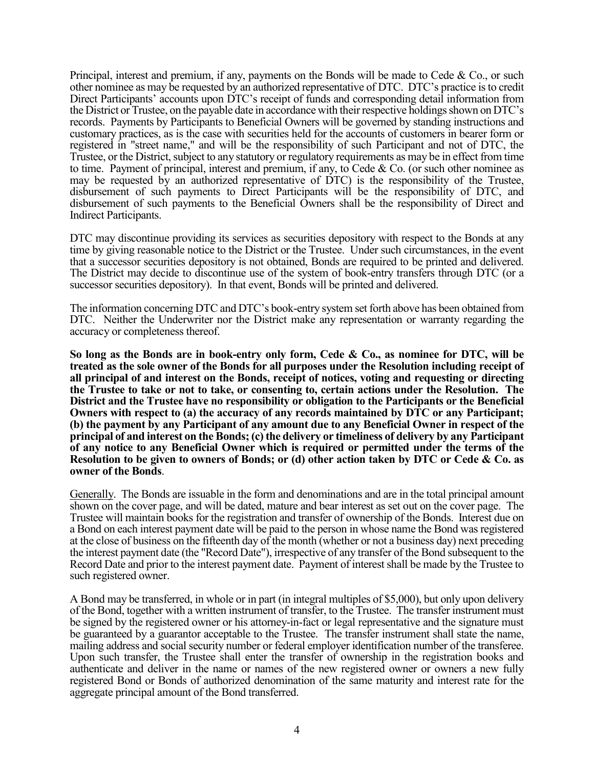Principal, interest and premium, if any, payments on the Bonds will be made to Cede & Co., or such other nominee as may be requested by an authorized representative of DTC. DTC's practice is to credit Direct Participants' accounts upon DTC's receipt of funds and corresponding detail information from the District or Trustee, on the payable date in accordance with their respective holdings shown on DTC's records. Payments by Participants to Beneficial Owners will be governed by standing instructions and customary practices, as is the case with securities held for the accounts of customers in bearer form or registered in "street name," and will be the responsibility of such Participant and not of DTC, the Trustee, or the District, subject to any statutory or regulatory requirements as may be in effect from time to time. Payment of principal, interest and premium, if any, to Cede & Co. (or such other nominee as may be requested by an authorized representative of DTC) is the responsibility of the Trustee, disbursement of such payments to Direct Participants will be the responsibility of DTC, and disbursement of such payments to the Beneficial Owners shall be the responsibility of Direct and Indirect Participants.

DTC may discontinue providing its services as securities depository with respect to the Bonds at any time by giving reasonable notice to the District or the Trustee. Under such circumstances, in the event that a successor securities depository is not obtained, Bonds are required to be printed and delivered. The District may decide to discontinue use of the system of book-entry transfers through DTC (or a successor securities depository). In that event, Bonds will be printed and delivered.

The information concerning DTC and DTC's book-entry system set forth above has been obtained from DTC. Neither the Underwriter nor the District make any representation or warranty regarding the accuracy or completeness thereof.

**So long as the Bonds are in book-entry only form, Cede & Co., as nominee for DTC, will be treated as the sole owner of the Bonds for all purposes under the Resolution including receipt of all principal of and interest on the Bonds, receipt of notices, voting and requesting or directing the Trustee to take or not to take, or consenting to, certain actions under the Resolution. The District and the Trustee have no responsibility or obligation to the Participants or the Beneficial Owners with respect to (a) the accuracy of any records maintained by DTC or any Participant; (b) the payment by any Participant of any amount due to any Beneficial Owner in respect of the principal of and interest on the Bonds; (c) the delivery or timeliness of delivery by any Participant of any notice to any Beneficial Owner which is required or permitted under the terms of the Resolution to be given to owners of Bonds; or (d) other action taken by DTC or Cede & Co. as owner of the Bonds**.

Generally. The Bonds are issuable in the form and denominations and are in the total principal amount shown on the cover page, and will be dated, mature and bear interest as set out on the cover page. The Trustee will maintain books for the registration and transfer of ownership of the Bonds. Interest due on a Bond on each interest payment date will be paid to the person in whose name the Bond was registered at the close of business on the fifteenth day of the month (whether or not a business day) next preceding the interest payment date (the "Record Date"), irrespective of any transfer of the Bond subsequent to the Record Date and prior to the interest payment date. Payment of interest shall be made by the Trustee to such registered owner.

A Bond may be transferred, in whole or in part (in integral multiples of $5,000), but only upon delivery of the Bond, together with a written instrument of transfer, to the Trustee. The transfer instrument must be signed by the registered owner or his attorney-in-fact or legal representative and the signature must be guaranteed by a guarantor acceptable to the Trustee. The transfer instrument shall state the name, mailing address and social security number or federal employer identification number of the transferee. Upon such transfer, the Trustee shall enter the transfer of ownership in the registration books and authenticate and deliver in the name or names of the new registered owner or owners a new fully registered Bond or Bonds of authorized denomination of the same maturity and interest rate for the aggregate principal amount of the Bond transferred.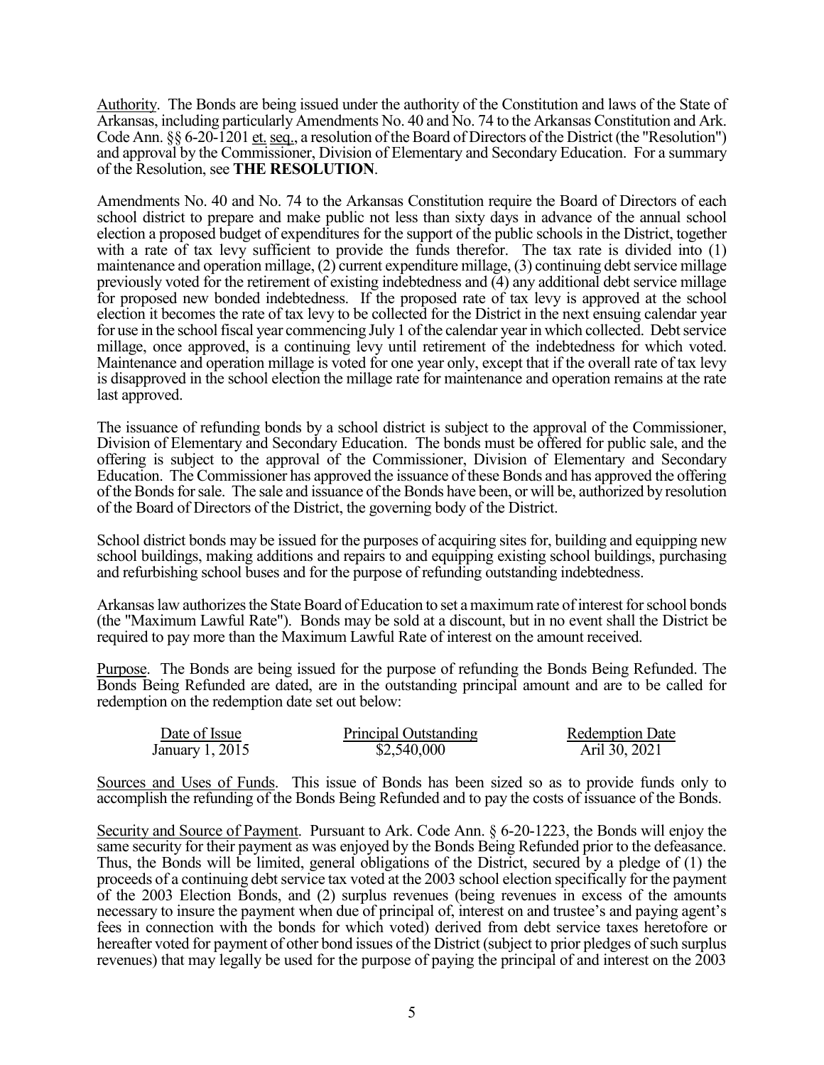Authority. The Bonds are being issued under the authority of the Constitution and laws of the State of Arkansas, including particularly Amendments No. 40 and No. 74 to the Arkansas Constitution and Ark. Code Ann. §§ 6-20-1201 et. seq., a resolution of the Board of Directors of the District (the "Resolution") and approval by the Commissioner, Division of Elementary and Secondary Education. For a summary of the Resolution, see **THE RESOLUTION**.

Amendments No. 40 and No. 74 to the Arkansas Constitution require the Board of Directors of each school district to prepare and make public not less than sixty days in advance of the annual school election a proposed budget of expenditures for the support of the public schools in the District, together with a rate of tax levy sufficient to provide the funds therefor. The tax rate is divided into (1) maintenance and operation millage, (2) current expenditure millage, (3) continuing debt service millage previously voted for the retirement of existing indebtedness and (4) any additional debt service millage for proposed new bonded indebtedness. If the proposed rate of tax levy is approved at the school election it becomes the rate of tax levy to be collected for the District in the next ensuing calendar year for use in the school fiscal year commencing July 1 of the calendar year in which collected. Debt service millage, once approved, is a continuing levy until retirement of the indebtedness for which voted. Maintenance and operation millage is voted for one year only, except that if the overall rate of tax levy is disapproved in the school election the millage rate for maintenance and operation remains at the rate last approved.

The issuance of refunding bonds by a school district is subject to the approval of the Commissioner, Division of Elementary and Secondary Education. The bonds must be offered for public sale, and the offering is subject to the approval of the Commissioner, Division of Elementary and Secondary Education. The Commissioner has approved the issuance of these Bonds and has approved the offering of the Bonds for sale. The sale and issuance of the Bonds have been, or will be, authorized by resolution of the Board of Directors of the District, the governing body of the District.

School district bonds may be issued for the purposes of acquiring sites for, building and equipping new school buildings, making additions and repairs to and equipping existing school buildings, purchasing and refurbishing school buses and for the purpose of refunding outstanding indebtedness.

Arkansas law authorizes the State Board of Education to set a maximum rate of interest for school bonds (the "Maximum Lawful Rate"). Bonds may be sold at a discount, but in no event shall the District be required to pay more than the Maximum Lawful Rate of interest on the amount received.

Purpose. The Bonds are being issued for the purpose of refunding the Bonds Being Refunded. The Bonds Being Refunded are dated, are in the outstanding principal amount and are to be called for redemption on the redemption date set out below:

| Date of Issue | Principal Outstanding | Redemption Date |
|---|---|---|
| January 1, 2015 | $2,540,000 | Aril 30, 2021 |

Sources and Uses of Funds. This issue of Bonds has been sized so as to provide funds only to accomplish the refunding of the Bonds Being Refunded and to pay the costs of issuance of the Bonds.

Security and Source of Payment. Pursuant to Ark. Code Ann. § 6-20-1223, the Bonds will enjoy the same security for their payment as was enjoyed by the Bonds Being Refunded prior to the defeasance. Thus, the Bonds will be limited, general obligations of the District, secured by a pledge of (1) the proceeds of a continuing debt service tax voted at the 2003 school election specifically for the payment of the 2003 Election Bonds, and (2) surplus revenues (being revenues in excess of the amounts necessary to insure the payment when due of principal of, interest on and trustee's and paying agent's fees in connection with the bonds for which voted) derived from debt service taxes heretofore or hereafter voted for payment of other bond issues of the District (subject to prior pledges of such surplus revenues) that may legally be used for the purpose of paying the principal of and interest on the 2003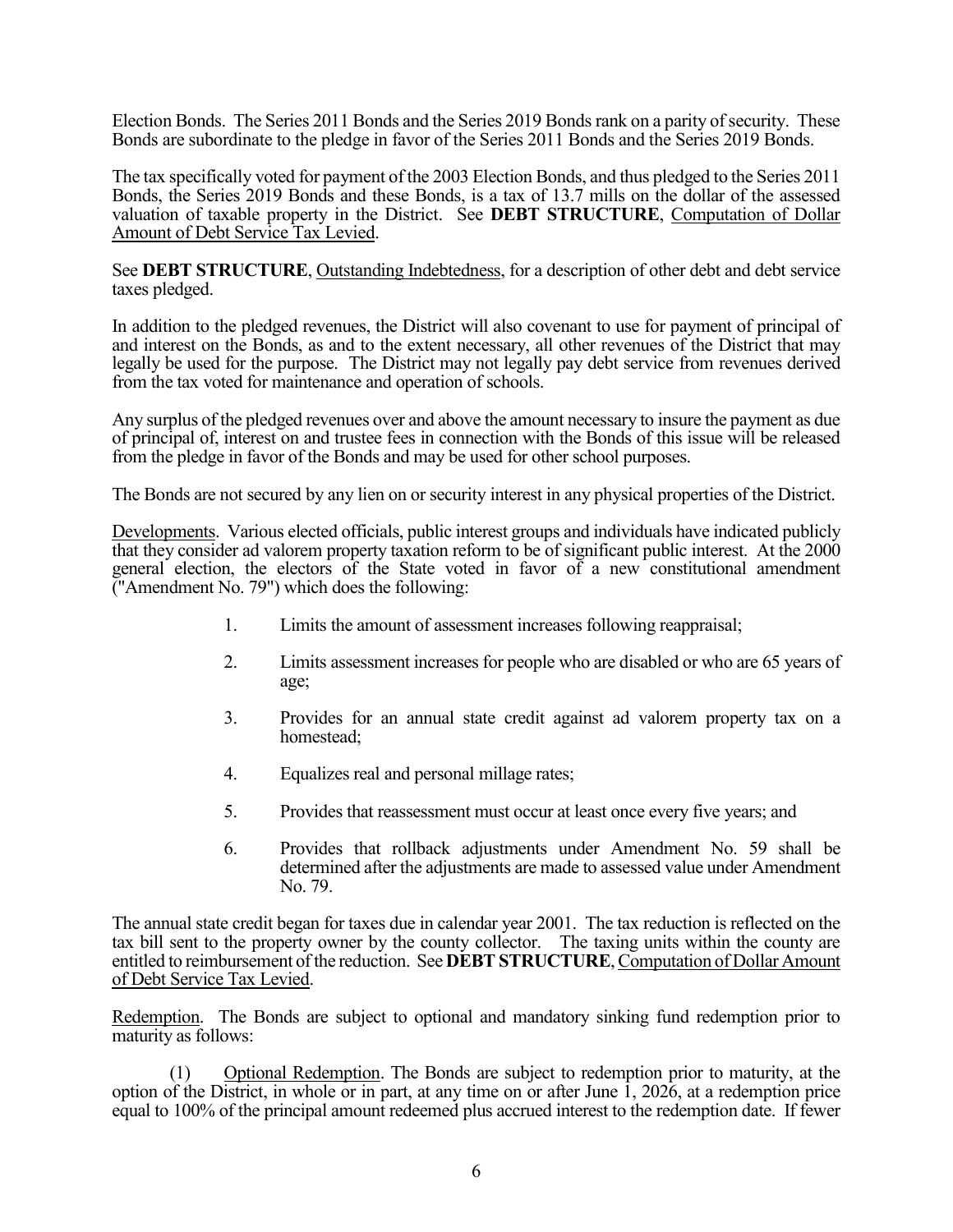Election Bonds. The Series 2011 Bonds and the Series 2019 Bonds rank on a parity of security. These Bonds are subordinate to the pledge in favor of the Series 2011 Bonds and the Series 2019 Bonds.

The tax specifically voted for payment of the 2003 Election Bonds, and thus pledged to the Series 2011 Bonds, the Series 2019 Bonds and these Bonds, is a tax of 13.7 mills on the dollar of the assessed valuation of taxable property in the District. See **DEBT STRUCTURE**, Computation of Dollar Amount of Debt Service Tax Levied.

See **DEBT STRUCTURE**, Outstanding Indebtedness, for a description of other debt and debt service taxes pledged.

In addition to the pledged revenues, the District will also covenant to use for payment of principal of and interest on the Bonds, as and to the extent necessary, all other revenues of the District that may legally be used for the purpose. The District may not legally pay debt service from revenues derived from the tax voted for maintenance and operation of schools.

Any surplus of the pledged revenues over and above the amount necessary to insure the payment as due of principal of, interest on and trustee fees in connection with the Bonds of this issue will be released from the pledge in favor of the Bonds and may be used for other school purposes.

The Bonds are not secured by any lien on or security interest in any physical properties of the District.

Developments. Various elected officials, public interest groups and individuals have indicated publicly that they consider ad valorem property taxation reform to be of significant public interest. At the 2000 general election, the electors of the State voted in favor of a new constitutional amendment ("Amendment No. 79") which does the following:

1. Limits the amount of assessment increases following reappraisal;
2. Limits assessment increases for people who are disabled or who are 65 years of age;
3. Provides for an annual state credit against ad valorem property tax on a homestead;
4. Equalizes real and personal millage rates;
5. Provides that reassessment must occur at least once every five years; and
6. Provides that rollback adjustments under Amendment No. 59 shall be determined after the adjustments are made to assessed value under Amendment No. 79.

The annual state credit began for taxes due in calendar year 2001. The tax reduction is reflected on the tax bill sent to the property owner by the county collector. The taxing units within the county are entitled to reimbursement of the reduction. See **DEBT STRUCTURE**, Computation of Dollar Amount of Debt Service Tax Levied.

Redemption. The Bonds are subject to optional and mandatory sinking fund redemption prior to maturity as follows:

(1) Optional Redemption. The Bonds are subject to redemption prior to maturity, at the option of the District, in whole or in part, at any time on or after June 1, 2026, at a redemption price equal to 100% of the principal amount redeemed plus accrued interest to the redemption date. If fewer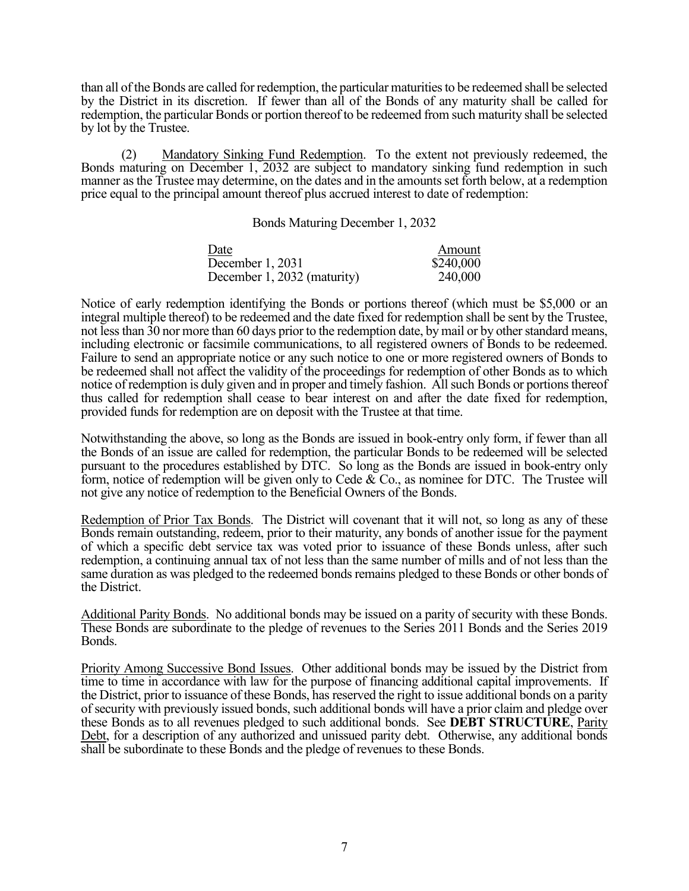than all of the Bonds are called for redemption, the particular maturities to be redeemed shall be selected by the District in its discretion. If fewer than all of the Bonds of any maturity shall be called for redemption, the particular Bonds or portion thereof to be redeemed from such maturity shall be selected by lot by the Trustee.

(2) Mandatory Sinking Fund Redemption. To the extent not previously redeemed, the Bonds maturing on December 1, 2032 are subject to mandatory sinking fund redemption in such manner as the Trustee may determine, on the dates and in the amounts set forth below, at a redemption price equal to the principal amount thereof plus accrued interest to date of redemption:

Bonds Maturing December 1, 2032

| Date | Amount |
|---|---|
| December 1, 2031 | \$240,000 |
| December 1, 2032 (maturity) | 240,000 |

Notice of early redemption identifying the Bonds or portions thereof (which must be \$5,000 or an integral multiple thereof) to be redeemed and the date fixed for redemption shall be sent by the Trustee, not less than 30 nor more than 60 days prior to the redemption date, by mail or by other standard means, including electronic or facsimile communications, to all registered owners of Bonds to be redeemed. Failure to send an appropriate notice or any such notice to one or more registered owners of Bonds to be redeemed shall not affect the validity of the proceedings for redemption of other Bonds as to which notice of redemption is duly given and in proper and timely fashion. All such Bonds or portions thereof thus called for redemption shall cease to bear interest on and after the date fixed for redemption, provided funds for redemption are on deposit with the Trustee at that time.

Notwithstanding the above, so long as the Bonds are issued in book-entry only form, if fewer than all the Bonds of an issue are called for redemption, the particular Bonds to be redeemed will be selected pursuant to the procedures established by DTC. So long as the Bonds are issued in book-entry only form, notice of redemption will be given only to Cede & Co., as nominee for DTC. The Trustee will not give any notice of redemption to the Beneficial Owners of the Bonds.

Redemption of Prior Tax Bonds. The District will covenant that it will not, so long as any of these Bonds remain outstanding, redeem, prior to their maturity, any bonds of another issue for the payment of which a specific debt service tax was voted prior to issuance of these Bonds unless, after such redemption, a continuing annual tax of not less than the same number of mills and of not less than the same duration as was pledged to the redeemed bonds remains pledged to these Bonds or other bonds of the District.

Additional Parity Bonds. No additional bonds may be issued on a parity of security with these Bonds. These Bonds are subordinate to the pledge of revenues to the Series 2011 Bonds and the Series 2019 Bonds.

Priority Among Successive Bond Issues. Other additional bonds may be issued by the District from time to time in accordance with law for the purpose of financing additional capital improvements. If the District, prior to issuance of these Bonds, has reserved the right to issue additional bonds on a parity of security with previously issued bonds, such additional bonds will have a prior claim and pledge over these Bonds as to all revenues pledged to such additional bonds. See **DEBT STRUCTURE**, Parity Debt, for a description of any authorized and unissued parity debt. Otherwise, any additional bonds shall be subordinate to these Bonds and the pledge of revenues to these Bonds.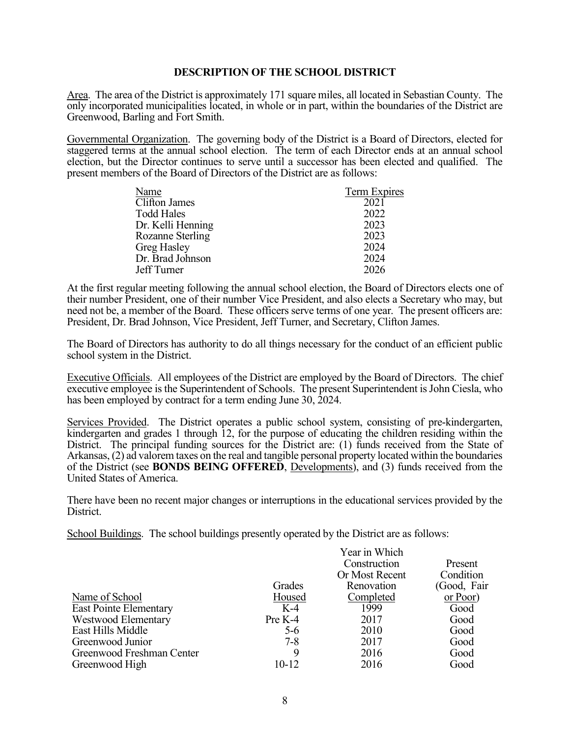## DESCRIPTION OF THE SCHOOL DISTRICT

Area. The area of the District is approximately 171 square miles, all located in Sebastian County. The only incorporated municipalities located, in whole or in part, within the boundaries of the District are Greenwood, Barling and Fort Smith.

Governmental Organization. The governing body of the District is a Board of Directors, elected for staggered terms at the annual school election. The term of each Director ends at an annual school election, but the Director continues to serve until a successor has been elected and qualified. The present members of the Board of Directors of the District are as follows:

| Name | Term Expires |
|---|---|
| Clifton James | 2021 |
| Todd Hales | 2022 |
| Dr. Kelli Henning | 2023 |
| Rozanne Sterling | 2023 |
| Greg Hasley | 2024 |
| Dr. Brad Johnson | 2024 |
| Jeff Turner | 2026 |

At the first regular meeting following the annual school election, the Board of Directors elects one of their number President, one of their number Vice President, and also elects a Secretary who may, but need not be, a member of the Board. These officers serve terms of one year. The present officers are: President, Dr. Brad Johnson, Vice President, Jeff Turner, and Secretary, Clifton James.

The Board of Directors has authority to do all things necessary for the conduct of an efficient public school system in the District.

Executive Officials. All employees of the District are employed by the Board of Directors. The chief executive employee is the Superintendent of Schools. The present Superintendent is John Ciesla, who has been employed by contract for a term ending June 30, 2024.

Services Provided. The District operates a public school system, consisting of pre-kindergarten, kindergarten and grades 1 through 12, for the purpose of educating the children residing within the District. The principal funding sources for the District are: (1) funds received from the State of Arkansas, (2) ad valorem taxes on the real and tangible personal property located within the boundaries of the District (see **BONDS BEING OFFERED**, Developments), and (3) funds received from the United States of America.

There have been no recent major changes or interruptions in the educational services provided by the District.

School Buildings. The school buildings presently operated by the District are as follows:

| Name of School | Grades Housed | Year in Which Construction Or Most Recent Renovation Completed | Present Condition (Good, Fair or Poor) |
|---|---|---|---|
| East Pointe Elementary | K-4 | 1999 | Good |
| Westwood Elementary | Pre K-4 | 2017 | Good |
| East Hills Middle | 5-6 | 2010 | Good |
| Greenwood Junior | 7-8 | 2017 | Good |
| Greenwood Freshman Center | 9 | 2016 | Good |
| Greenwood High | 10-12 | 2016 | Good |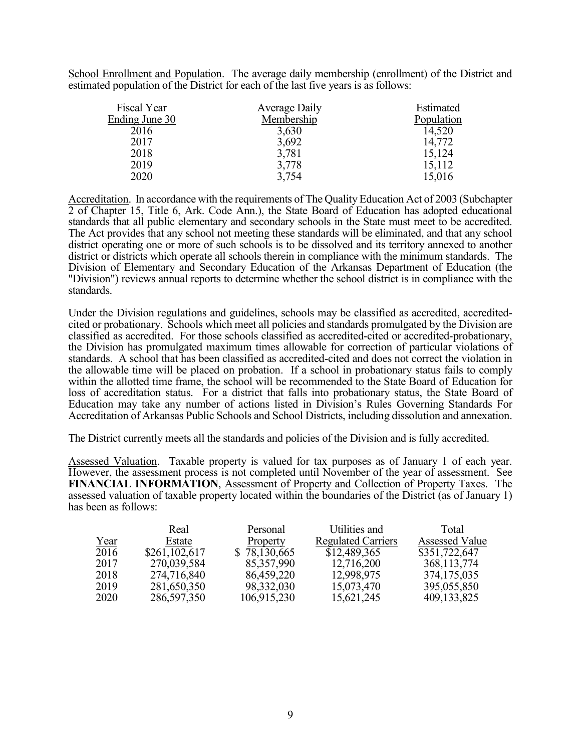School Enrollment and Population. The average daily membership (enrollment) of the District and estimated population of the District for each of the last five years is as follows:

| Fiscal Year Ending June 30 | Average Daily Membership | Estimated Population |
|---|---|---|
| 2016 | 3,630 | 14,520 |
| 2017 | 3,692 | 14,772 |
| 2018 | 3,781 | 15,124 |
| 2019 | 3,778 | 15,112 |
| 2020 | 3,754 | 15,016 |

Accreditation. In accordance with the requirements of The Quality Education Act of 2003 (Subchapter 2 of Chapter 15, Title 6, Ark. Code Ann.), the State Board of Education has adopted educational standards that all public elementary and secondary schools in the State must meet to be accredited. The Act provides that any school not meeting these standards will be eliminated, and that any school district operating one or more of such schools is to be dissolved and its territory annexed to another district or districts which operate all schools therein in compliance with the minimum standards. The Division of Elementary and Secondary Education of the Arkansas Department of Education (the "Division") reviews annual reports to determine whether the school district is in compliance with the standards.

Under the Division regulations and guidelines, schools may be classified as accredited, accredited-cited or probationary. Schools which meet all policies and standards promulgated by the Division are classified as accredited. For those schools classified as accredited-cited or accredited-probationary, the Division has promulgated maximum times allowable for correction of particular violations of standards. A school that has been classified as accredited-cited and does not correct the violation in the allowable time will be placed on probation. If a school in probationary status fails to comply within the allotted time frame, the school will be recommended to the State Board of Education for loss of accreditation status. For a district that falls into probationary status, the State Board of Education may take any number of actions listed in Division's Rules Governing Standards For Accreditation of Arkansas Public Schools and School Districts, including dissolution and annexation.

The District currently meets all the standards and policies of the Division and is fully accredited.

Assessed Valuation. Taxable property is valued for tax purposes as of January 1 of each year. However, the assessment process is not completed until November of the year of assessment. See **FINANCIAL INFORMATION**, Assessment of Property and Collection of Property Taxes. The assessed valuation of taxable property located within the boundaries of the District (as of January 1) has been as follows:

| Year | Real Estate | Personal Property | Utilities and Regulated Carriers | Total Assessed Value |
|---|---|---|---|---|
| 2016 | $261,102,617 | $ 78,130,665 | $12,489,365 | $351,722,647 |
| 2017 | 270,039,584 | 85,357,990 | 12,716,200 | 368,113,774 |
| 2018 | 274,716,840 | 86,459,220 | 12,998,975 | 374,175,035 |
| 2019 | 281,650,350 | 98,332,030 | 15,073,470 | 395,055,850 |
| 2020 | 286,597,350 | 106,915,230 | 15,621,245 | 409,133,825 |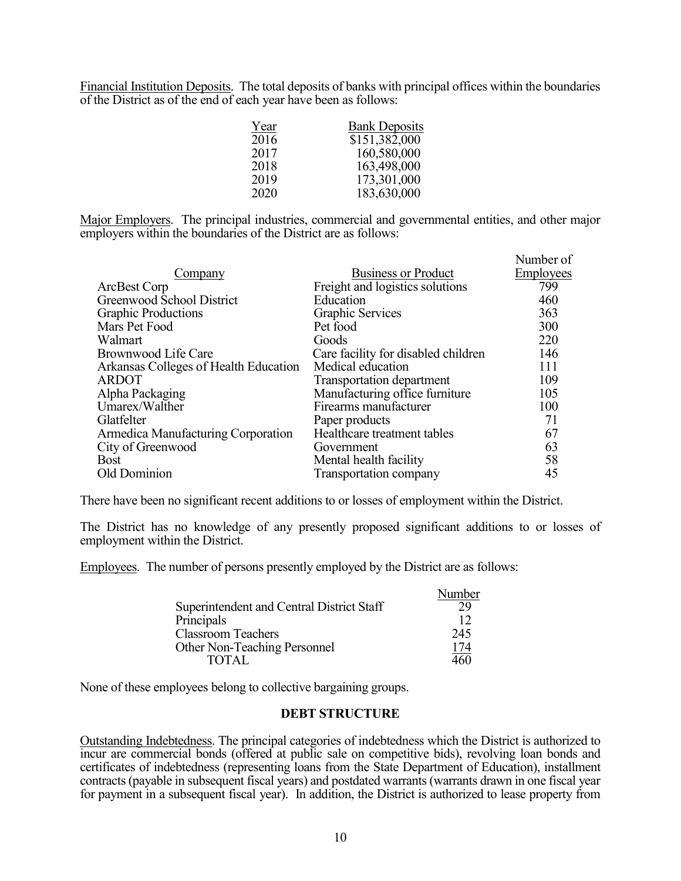Financial Institution Deposits. The total deposits of banks with principal offices within the boundaries of the District as of the end of each year have been as follows:

| Year | Bank Deposits |
|---|---|
| 2016 | $151,382,000 |
| 2017 | 160,580,000 |
| 2018 | 163,498,000 |
| 2019 | 173,301,000 |
| 2020 | 183,630,000 |

Major Employers. The principal industries, commercial and governmental entities, and other major employers within the boundaries of the District are as follows:

| Company | Business or Product | Number of Employees |
|---|---|---|
| ArcBest Corp | Freight and logistics solutions | 799 |
| Greenwood School District | Education | 460 |
| Graphic Productions | Graphic Services | 363 |
| Mars Pet Food | Pet food | 300 |
| Walmart | Goods | 220 |
| Brownwood Life Care | Care facility for disabled children | 146 |
| Arkansas Colleges of Health Education | Medical education | 111 |
| ARDOT | Transportation department | 109 |
| Alpha Packaging | Manufacturing office furniture | 105 |
| Umarex/Walther | Firearms manufacturer | 100 |
| Glatfelter | Paper products | 71 |
| Armedica Manufacturing Corporation | Healthcare treatment tables | 67 |
| City of Greenwood | Government | 63 |
| Bost | Mental health facility | 58 |
| Old Dominion | Transportation company | 45 |

There have been no significant recent additions to or losses of employment within the District.

The District has no knowledge of any presently proposed significant additions to or losses of employment within the District.

Employees. The number of persons presently employed by the District are as follows:

| | Number |
|---|---|
| Superintendent and Central District Staff | 29 |
| Principals | 12 |
| Classroom Teachers | 245 |
| Other Non-Teaching Personnel | 174 |
| TOTAL | 460 |

None of these employees belong to collective bargaining groups.

## DEBT STRUCTURE

Outstanding Indebtedness. The principal categories of indebtedness which the District is authorized to incur are commercial bonds (offered at public sale on competitive bids), revolving loan bonds and certificates of indebtedness (representing loans from the State Department of Education), installment contracts (payable in subsequent fiscal years) and postdated warrants (warrants drawn in one fiscal year for payment in a subsequent fiscal year). In addition, the District is authorized to lease property from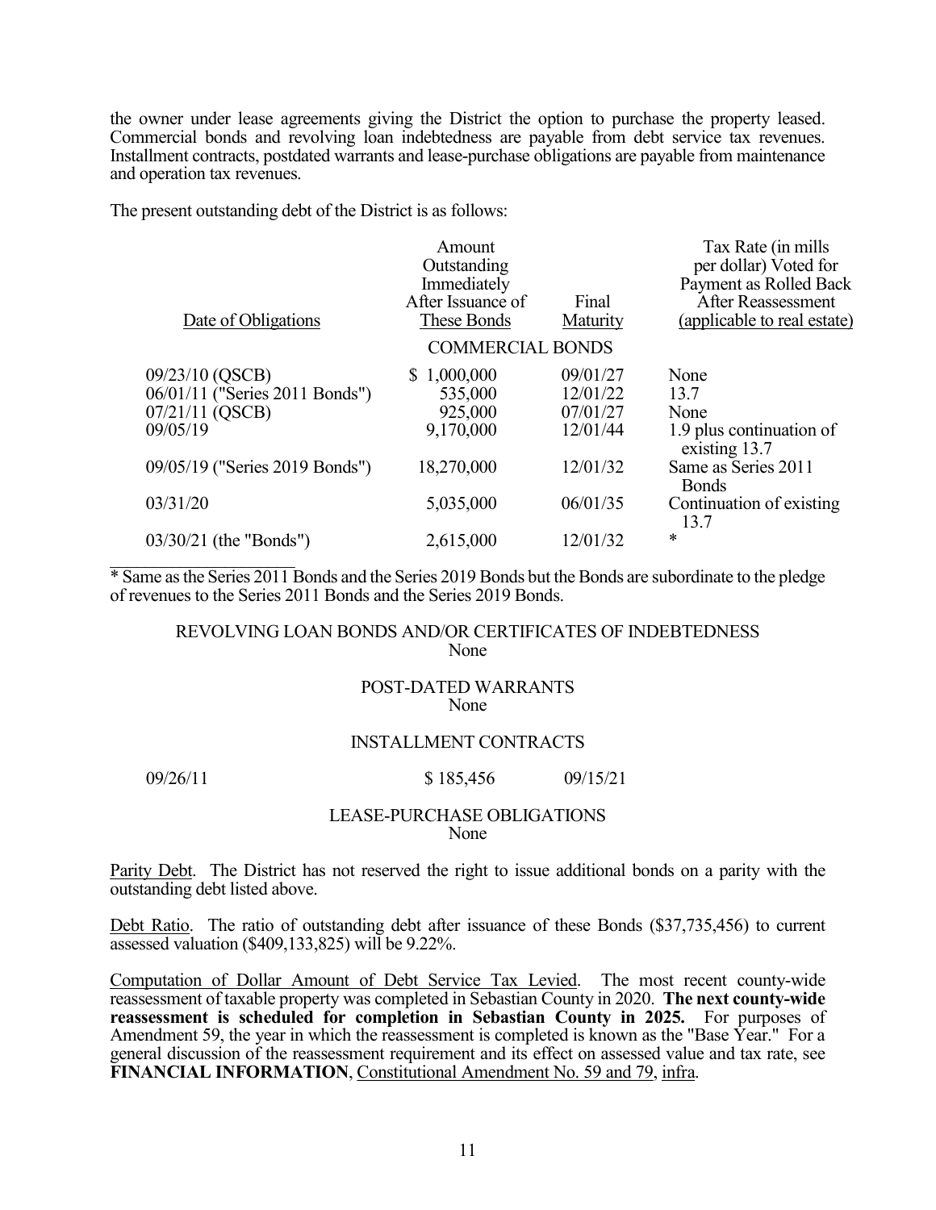the owner under lease agreements giving the District the option to purchase the property leased. Commercial bonds and revolving loan indebtedness are payable from debt service tax revenues. Installment contracts, postdated warrants and lease-purchase obligations are payable from maintenance and operation tax revenues.

The present outstanding debt of the District is as follows:

| Date of Obligations | Amount Outstanding Immediately After Issuance of These Bonds | Final Maturity | Tax Rate (in mills per dollar) Voted for Payment as Rolled Back After Reassessment (applicable to real estate) |
|---|---|---|---|
| | COMMERCIAL BONDS | | |
| 09/23/10 (QSCB) | $ 1,000,000 | 09/01/27 | None |
| 06/01/11 ("Series 2011 Bonds") | 535,000 | 12/01/22 | 13.7 |
| 07/21/11 (QSCB) | 925,000 | 07/01/27 | None |
| 09/05/19 | 9,170,000 | 12/01/44 | 1.9 plus continuation of existing 13.7 |
| 09/05/19 ("Series 2019 Bonds") | 18,270,000 | 12/01/32 | Same as Series 2011 Bonds |
| 03/31/20 | 5,035,000 | 06/01/35 | Continuation of existing 13.7 |
| 03/30/21 (the "Bonds") | 2,615,000 | 12/01/32 | * |

\* Same as the Series 2011 Bonds and the Series 2019 Bonds but the Bonds are subordinate to the pledge of revenues to the Series 2011 Bonds and the Series 2019 Bonds.

REVOLVING LOAN BONDS AND/OR CERTIFICATES OF INDEBTEDNESS
None

POST-DATED WARRANTS
None

INSTALLMENT CONTRACTS

| | | |
|---|---|---|
| 09/26/11 | $ 185,456 | 09/15/21 |

LEASE-PURCHASE OBLIGATIONS
None

Parity Debt. The District has not reserved the right to issue additional bonds on a parity with the outstanding debt listed above.

Debt Ratio. The ratio of outstanding debt after issuance of these Bonds ($37,735,456) to current assessed valuation ($409,133,825) will be 9.22%.

Computation of Dollar Amount of Debt Service Tax Levied. The most recent county-wide reassessment of taxable property was completed in Sebastian County in 2020. **The next county-wide reassessment is scheduled for completion in Sebastian County in 2025.** For purposes of Amendment 59, the year in which the reassessment is completed is known as the "Base Year." For a general discussion of the reassessment requirement and its effect on assessed value and tax rate, see **FINANCIAL INFORMATION**, Constitutional Amendment No. 59 and 79, infra.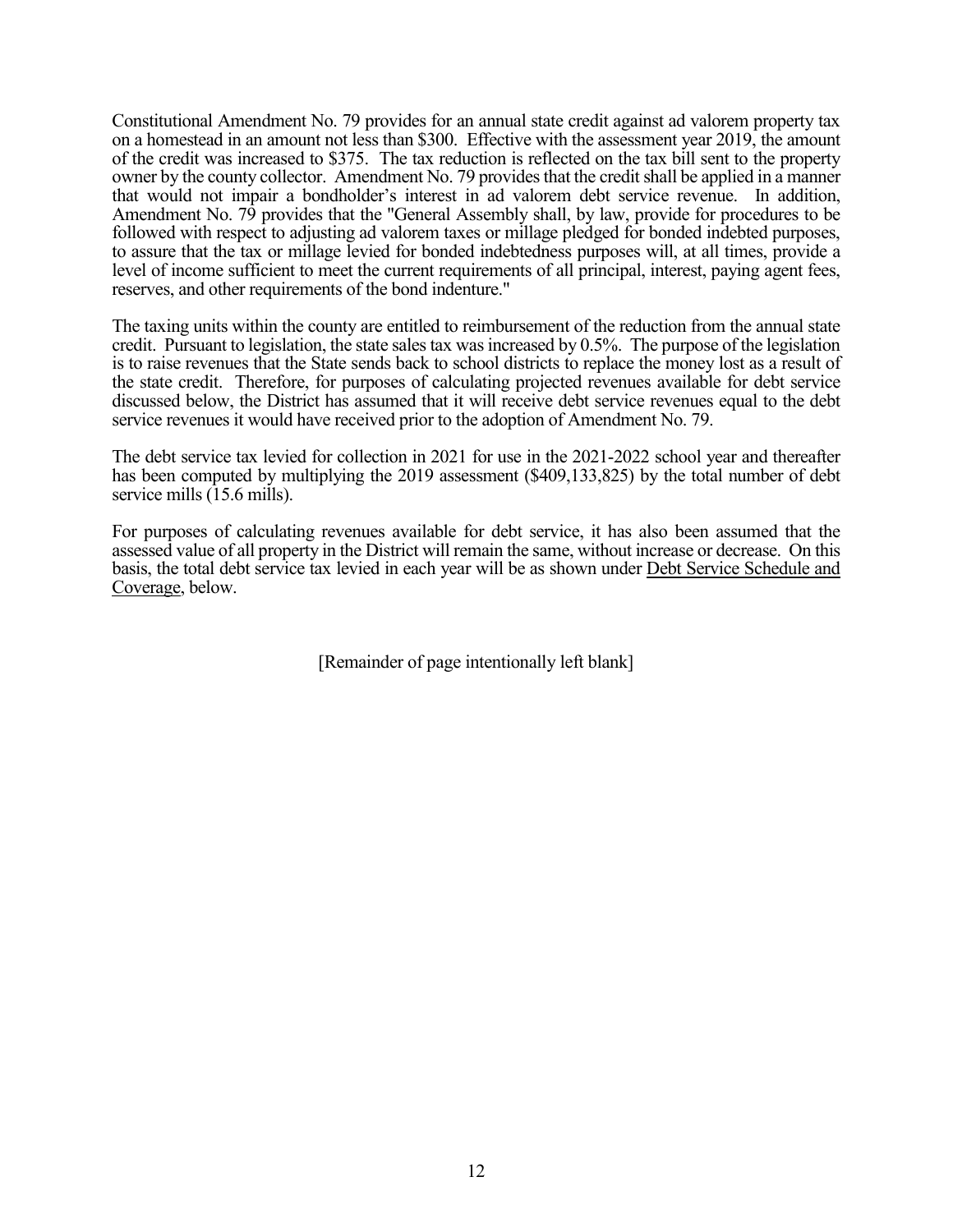Constitutional Amendment No. 79 provides for an annual state credit against ad valorem property tax on a homestead in an amount not less than $300. Effective with the assessment year 2019, the amount of the credit was increased to $375. The tax reduction is reflected on the tax bill sent to the property owner by the county collector. Amendment No. 79 provides that the credit shall be applied in a manner that would not impair a bondholder's interest in ad valorem debt service revenue. In addition, Amendment No. 79 provides that the "General Assembly shall, by law, provide for procedures to be followed with respect to adjusting ad valorem taxes or millage pledged for bonded indebted purposes, to assure that the tax or millage levied for bonded indebtedness purposes will, at all times, provide a level of income sufficient to meet the current requirements of all principal, interest, paying agent fees, reserves, and other requirements of the bond indenture."

The taxing units within the county are entitled to reimbursement of the reduction from the annual state credit. Pursuant to legislation, the state sales tax was increased by 0.5%. The purpose of the legislation is to raise revenues that the State sends back to school districts to replace the money lost as a result of the state credit. Therefore, for purposes of calculating projected revenues available for debt service discussed below, the District has assumed that it will receive debt service revenues equal to the debt service revenues it would have received prior to the adoption of Amendment No. 79.

The debt service tax levied for collection in 2021 for use in the 2021-2022 school year and thereafter has been computed by multiplying the 2019 assessment ($409,133,825) by the total number of debt service mills (15.6 mills).

For purposes of calculating revenues available for debt service, it has also been assumed that the assessed value of all property in the District will remain the same, without increase or decrease. On this basis, the total debt service tax levied in each year will be as shown under Debt Service Schedule and Coverage, below.

[Remainder of page intentionally left blank]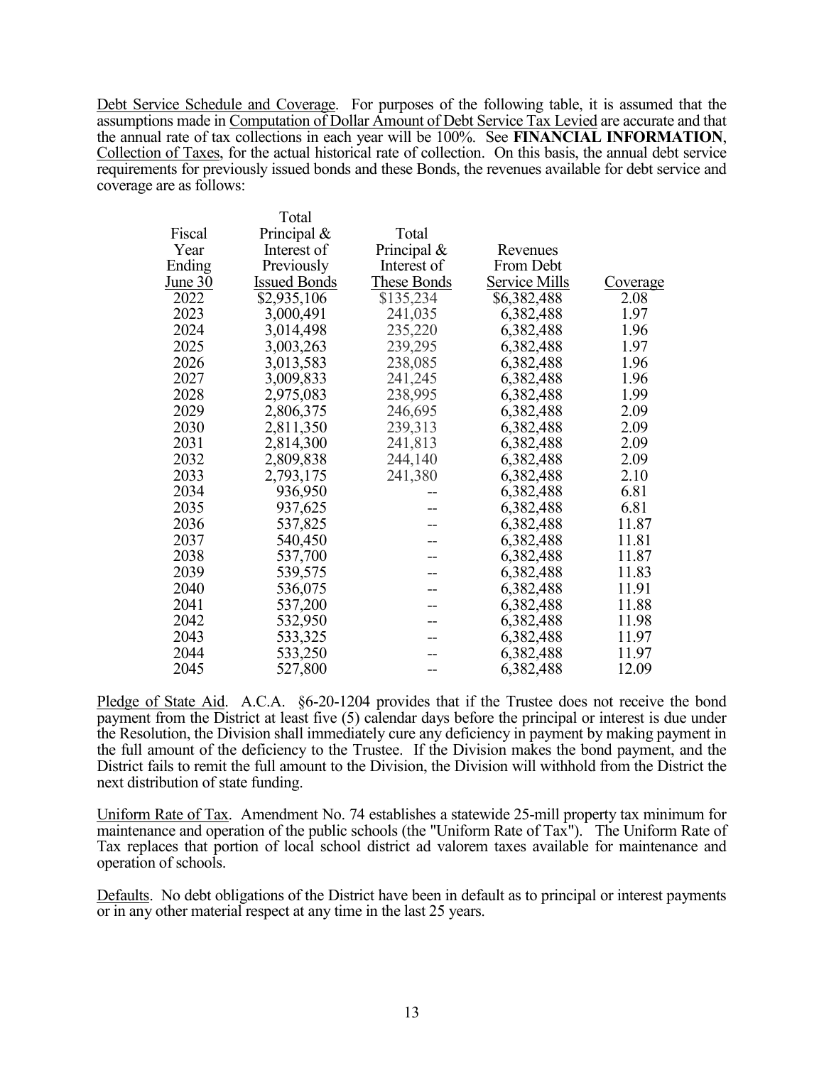Debt Service Schedule and Coverage. For purposes of the following table, it is assumed that the assumptions made in Computation of Dollar Amount of Debt Service Tax Levied are accurate and that the annual rate of tax collections in each year will be 100%. See **FINANCIAL INFORMATION**, Collection of Taxes, for the actual historical rate of collection. On this basis, the annual debt service requirements for previously issued bonds and these Bonds, the revenues available for debt service and coverage are as follows:

| Fiscal Year Ending June 30 | Total Principal & Interest of Previously Issued Bonds | Total Principal & Interest of These Bonds | Revenues From Debt Service Mills | Coverage |
|---|---|---|---|---|
| 2022 | $2,935,106 | $135,234 | $6,382,488 | 2.08 |
| 2023 | 3,000,491 | 241,035 | 6,382,488 | 1.97 |
| 2024 | 3,014,498 | 235,220 | 6,382,488 | 1.96 |
| 2025 | 3,003,263 | 239,295 | 6,382,488 | 1.97 |
| 2026 | 3,013,583 | 238,085 | 6,382,488 | 1.96 |
| 2027 | 3,009,833 | 241,245 | 6,382,488 | 1.96 |
| 2028 | 2,975,083 | 238,995 | 6,382,488 | 1.99 |
| 2029 | 2,806,375 | 246,695 | 6,382,488 | 2.09 |
| 2030 | 2,811,350 | 239,313 | 6,382,488 | 2.09 |
| 2031 | 2,814,300 | 241,813 | 6,382,488 | 2.09 |
| 2032 | 2,809,838 | 244,140 | 6,382,488 | 2.09 |
| 2033 | 2,793,175 | 241,380 | 6,382,488 | 2.10 |
| 2034 | 936,950 | -- | 6,382,488 | 6.81 |
| 2035 | 937,625 | -- | 6,382,488 | 6.81 |
| 2036 | 537,825 | -- | 6,382,488 | 11.87 |
| 2037 | 540,450 | -- | 6,382,488 | 11.81 |
| 2038 | 537,700 | -- | 6,382,488 | 11.87 |
| 2039 | 539,575 | -- | 6,382,488 | 11.83 |
| 2040 | 536,075 | -- | 6,382,488 | 11.91 |
| 2041 | 537,200 | -- | 6,382,488 | 11.88 |
| 2042 | 532,950 | -- | 6,382,488 | 11.98 |
| 2043 | 533,325 | -- | 6,382,488 | 11.97 |
| 2044 | 533,250 | -- | 6,382,488 | 11.97 |
| 2045 | 527,800 | -- | 6,382,488 | 12.09 |

Pledge of State Aid. A.C.A. §6-20-1204 provides that if the Trustee does not receive the bond payment from the District at least five (5) calendar days before the principal or interest is due under the Resolution, the Division shall immediately cure any deficiency in payment by making payment in the full amount of the deficiency to the Trustee. If the Division makes the bond payment, and the District fails to remit the full amount to the Division, the Division will withhold from the District the next distribution of state funding.

Uniform Rate of Tax. Amendment No. 74 establishes a statewide 25-mill property tax minimum for maintenance and operation of the public schools (the "Uniform Rate of Tax"). The Uniform Rate of Tax replaces that portion of local school district ad valorem taxes available for maintenance and operation of schools.

Defaults. No debt obligations of the District have been in default as to principal or interest payments or in any other material respect at any time in the last 25 years.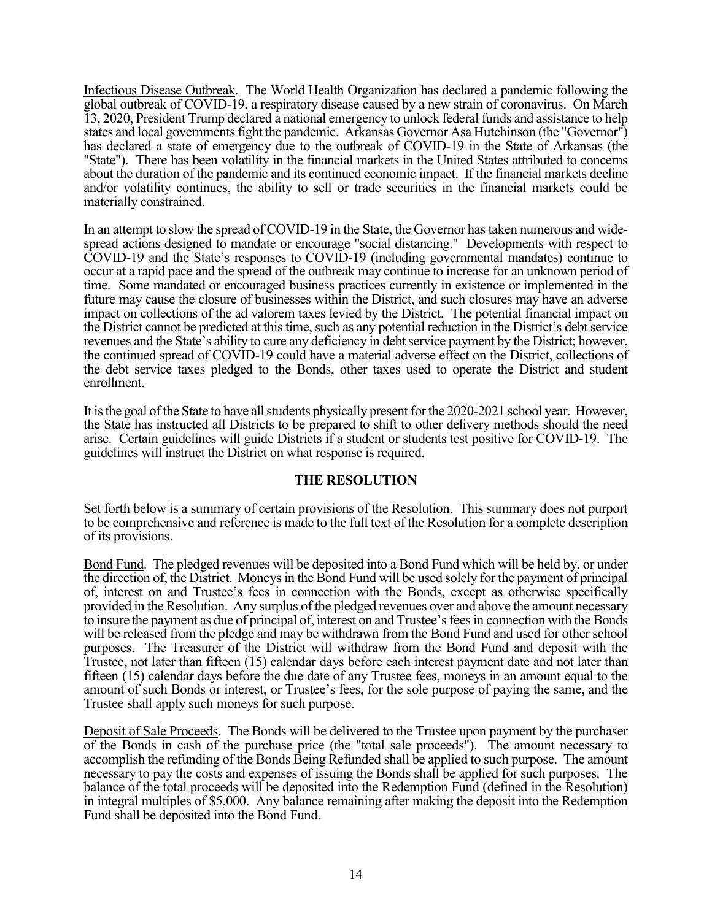Infectious Disease Outbreak. The World Health Organization has declared a pandemic following the global outbreak of COVID-19, a respiratory disease caused by a new strain of coronavirus. On March 13, 2020, President Trump declared a national emergency to unlock federal funds and assistance to help states and local governments fight the pandemic. Arkansas Governor Asa Hutchinson (the "Governor") has declared a state of emergency due to the outbreak of COVID-19 in the State of Arkansas (the "State"). There has been volatility in the financial markets in the United States attributed to concerns about the duration of the pandemic and its continued economic impact. If the financial markets decline and/or volatility continues, the ability to sell or trade securities in the financial markets could be materially constrained.

In an attempt to slow the spread of COVID-19 in the State, the Governor has taken numerous and wide-spread actions designed to mandate or encourage "social distancing." Developments with respect to COVID-19 and the State's responses to COVID-19 (including governmental mandates) continue to occur at a rapid pace and the spread of the outbreak may continue to increase for an unknown period of time. Some mandated or encouraged business practices currently in existence or implemented in the future may cause the closure of businesses within the District, and such closures may have an adverse impact on collections of the ad valorem taxes levied by the District. The potential financial impact on the District cannot be predicted at this time, such as any potential reduction in the District's debt service revenues and the State's ability to cure any deficiency in debt service payment by the District; however, the continued spread of COVID-19 could have a material adverse effect on the District, collections of the debt service taxes pledged to the Bonds, other taxes used to operate the District and student enrollment.

It is the goal of the State to have all students physically present for the 2020-2021 school year. However, the State has instructed all Districts to be prepared to shift to other delivery methods should the need arise. Certain guidelines will guide Districts if a student or students test positive for COVID-19. The guidelines will instruct the District on what response is required.

## THE RESOLUTION

Set forth below is a summary of certain provisions of the Resolution. This summary does not purport to be comprehensive and reference is made to the full text of the Resolution for a complete description of its provisions.

Bond Fund. The pledged revenues will be deposited into a Bond Fund which will be held by, or under the direction of, the District. Moneys in the Bond Fund will be used solely for the payment of principal of, interest on and Trustee's fees in connection with the Bonds, except as otherwise specifically provided in the Resolution. Any surplus of the pledged revenues over and above the amount necessary to insure the payment as due of principal of, interest on and Trustee's fees in connection with the Bonds will be released from the pledge and may be withdrawn from the Bond Fund and used for other school purposes. The Treasurer of the District will withdraw from the Bond Fund and deposit with the Trustee, not later than fifteen (15) calendar days before each interest payment date and not later than fifteen (15) calendar days before the due date of any Trustee fees, moneys in an amount equal to the amount of such Bonds or interest, or Trustee's fees, for the sole purpose of paying the same, and the Trustee shall apply such moneys for such purpose.

Deposit of Sale Proceeds. The Bonds will be delivered to the Trustee upon payment by the purchaser of the Bonds in cash of the purchase price (the "total sale proceeds"). The amount necessary to accomplish the refunding of the Bonds Being Refunded shall be applied to such purpose. The amount necessary to pay the costs and expenses of issuing the Bonds shall be applied for such purposes. The balance of the total proceeds will be deposited into the Redemption Fund (defined in the Resolution) in integral multiples of $5,000. Any balance remaining after making the deposit into the Redemption Fund shall be deposited into the Bond Fund.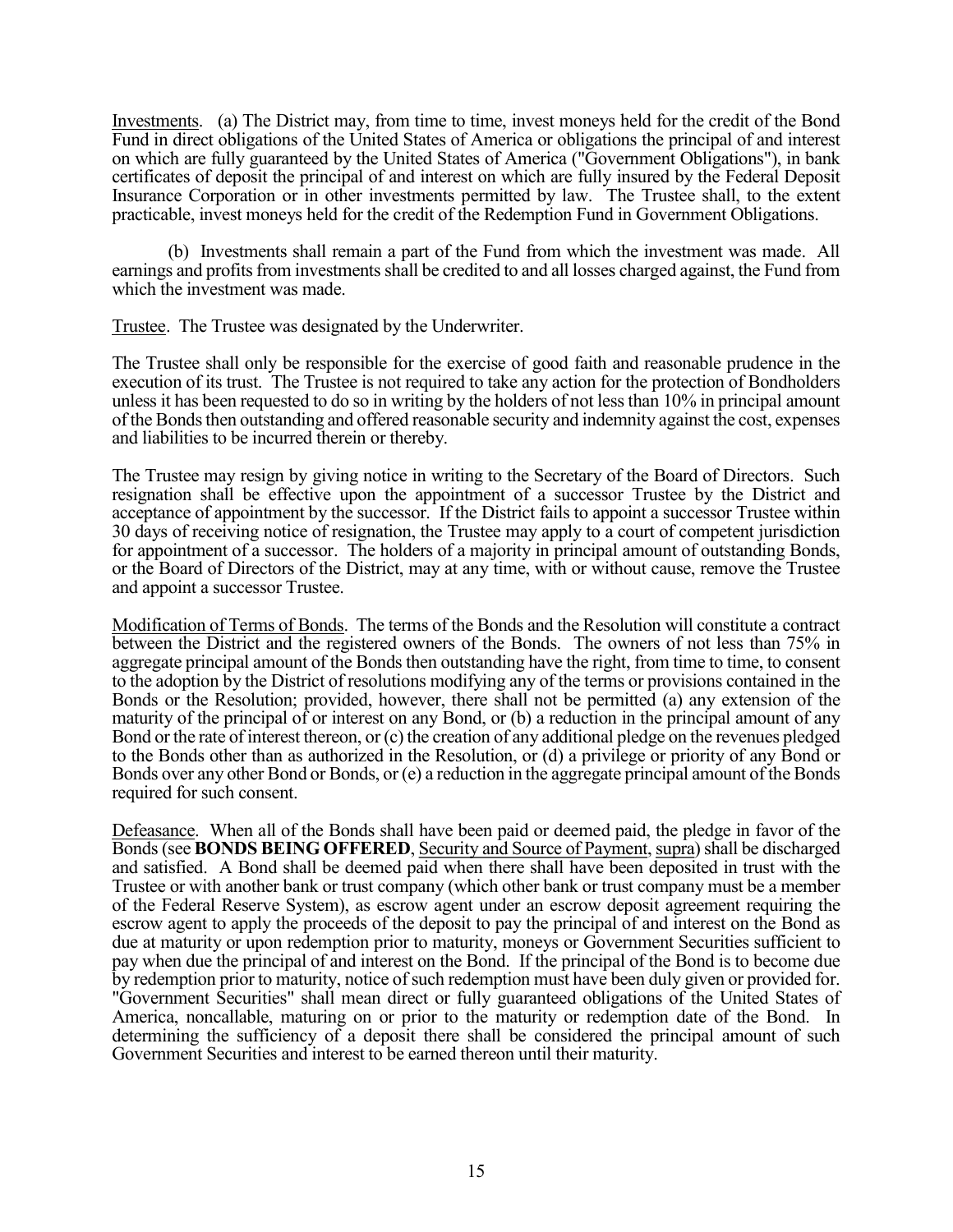Investments. (a) The District may, from time to time, invest moneys held for the credit of the Bond Fund in direct obligations of the United States of America or obligations the principal of and interest on which are fully guaranteed by the United States of America ("Government Obligations"), in bank certificates of deposit the principal of and interest on which are fully insured by the Federal Deposit Insurance Corporation or in other investments permitted by law. The Trustee shall, to the extent practicable, invest moneys held for the credit of the Redemption Fund in Government Obligations.

(b) Investments shall remain a part of the Fund from which the investment was made. All earnings and profits from investments shall be credited to and all losses charged against, the Fund from which the investment was made.

Trustee. The Trustee was designated by the Underwriter.

The Trustee shall only be responsible for the exercise of good faith and reasonable prudence in the execution of its trust. The Trustee is not required to take any action for the protection of Bondholders unless it has been requested to do so in writing by the holders of not less than 10% in principal amount of the Bonds then outstanding and offered reasonable security and indemnity against the cost, expenses and liabilities to be incurred therein or thereby.

The Trustee may resign by giving notice in writing to the Secretary of the Board of Directors. Such resignation shall be effective upon the appointment of a successor Trustee by the District and acceptance of appointment by the successor. If the District fails to appoint a successor Trustee within 30 days of receiving notice of resignation, the Trustee may apply to a court of competent jurisdiction for appointment of a successor. The holders of a majority in principal amount of outstanding Bonds, or the Board of Directors of the District, may at any time, with or without cause, remove the Trustee and appoint a successor Trustee.

Modification of Terms of Bonds. The terms of the Bonds and the Resolution will constitute a contract between the District and the registered owners of the Bonds. The owners of not less than 75% in aggregate principal amount of the Bonds then outstanding have the right, from time to time, to consent to the adoption by the District of resolutions modifying any of the terms or provisions contained in the Bonds or the Resolution; provided, however, there shall not be permitted (a) any extension of the maturity of the principal of or interest on any Bond, or (b) a reduction in the principal amount of any Bond or the rate of interest thereon, or (c) the creation of any additional pledge on the revenues pledged to the Bonds other than as authorized in the Resolution, or (d) a privilege or priority of any Bond or Bonds over any other Bond or Bonds, or (e) a reduction in the aggregate principal amount of the Bonds required for such consent.

Defeasance. When all of the Bonds shall have been paid or deemed paid, the pledge in favor of the Bonds (see **BONDS BEING OFFERED**, Security and Source of Payment, supra) shall be discharged and satisfied. A Bond shall be deemed paid when there shall have been deposited in trust with the Trustee or with another bank or trust company (which other bank or trust company must be a member of the Federal Reserve System), as escrow agent under an escrow deposit agreement requiring the escrow agent to apply the proceeds of the deposit to pay the principal of and interest on the Bond as due at maturity or upon redemption prior to maturity, moneys or Government Securities sufficient to pay when due the principal of and interest on the Bond. If the principal of the Bond is to become due by redemption prior to maturity, notice of such redemption must have been duly given or provided for. "Government Securities" shall mean direct or fully guaranteed obligations of the United States of America, noncallable, maturing on or prior to the maturity or redemption date of the Bond. In determining the sufficiency of a deposit there shall be considered the principal amount of such Government Securities and interest to be earned thereon until their maturity.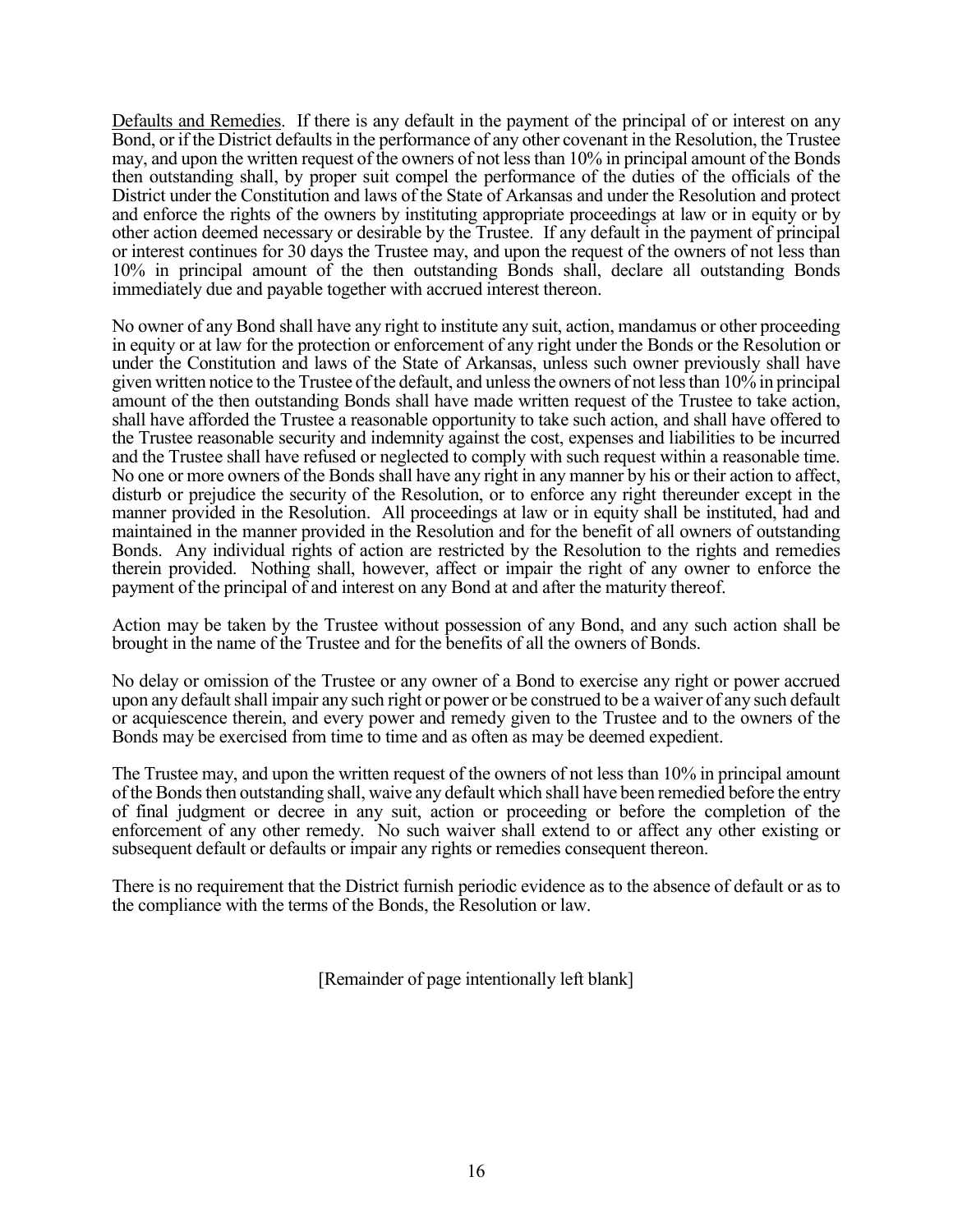Defaults and Remedies. If there is any default in the payment of the principal of or interest on any Bond, or if the District defaults in the performance of any other covenant in the Resolution, the Trustee may, and upon the written request of the owners of not less than 10% in principal amount of the Bonds then outstanding shall, by proper suit compel the performance of the duties of the officials of the District under the Constitution and laws of the State of Arkansas and under the Resolution and protect and enforce the rights of the owners by instituting appropriate proceedings at law or in equity or by other action deemed necessary or desirable by the Trustee. If any default in the payment of principal or interest continues for 30 days the Trustee may, and upon the request of the owners of not less than 10% in principal amount of the then outstanding Bonds shall, declare all outstanding Bonds immediately due and payable together with accrued interest thereon.

No owner of any Bond shall have any right to institute any suit, action, mandamus or other proceeding in equity or at law for the protection or enforcement of any right under the Bonds or the Resolution or under the Constitution and laws of the State of Arkansas, unless such owner previously shall have given written notice to the Trustee of the default, and unless the owners of not less than 10% in principal amount of the then outstanding Bonds shall have made written request of the Trustee to take action, shall have afforded the Trustee a reasonable opportunity to take such action, and shall have offered to the Trustee reasonable security and indemnity against the cost, expenses and liabilities to be incurred and the Trustee shall have refused or neglected to comply with such request within a reasonable time. No one or more owners of the Bonds shall have any right in any manner by his or their action to affect, disturb or prejudice the security of the Resolution, or to enforce any right thereunder except in the manner provided in the Resolution. All proceedings at law or in equity shall be instituted, had and maintained in the manner provided in the Resolution and for the benefit of all owners of outstanding Bonds. Any individual rights of action are restricted by the Resolution to the rights and remedies therein provided. Nothing shall, however, affect or impair the right of any owner to enforce the payment of the principal of and interest on any Bond at and after the maturity thereof.

Action may be taken by the Trustee without possession of any Bond, and any such action shall be brought in the name of the Trustee and for the benefits of all the owners of Bonds.

No delay or omission of the Trustee or any owner of a Bond to exercise any right or power accrued upon any default shall impair any such right or power or be construed to be a waiver of any such default or acquiescence therein, and every power and remedy given to the Trustee and to the owners of the Bonds may be exercised from time to time and as often as may be deemed expedient.

The Trustee may, and upon the written request of the owners of not less than 10% in principal amount of the Bonds then outstanding shall, waive any default which shall have been remedied before the entry of final judgment or decree in any suit, action or proceeding or before the completion of the enforcement of any other remedy. No such waiver shall extend to or affect any other existing or subsequent default or defaults or impair any rights or remedies consequent thereon.

There is no requirement that the District furnish periodic evidence as to the absence of default or as to the compliance with the terms of the Bonds, the Resolution or law.

[Remainder of page intentionally left blank]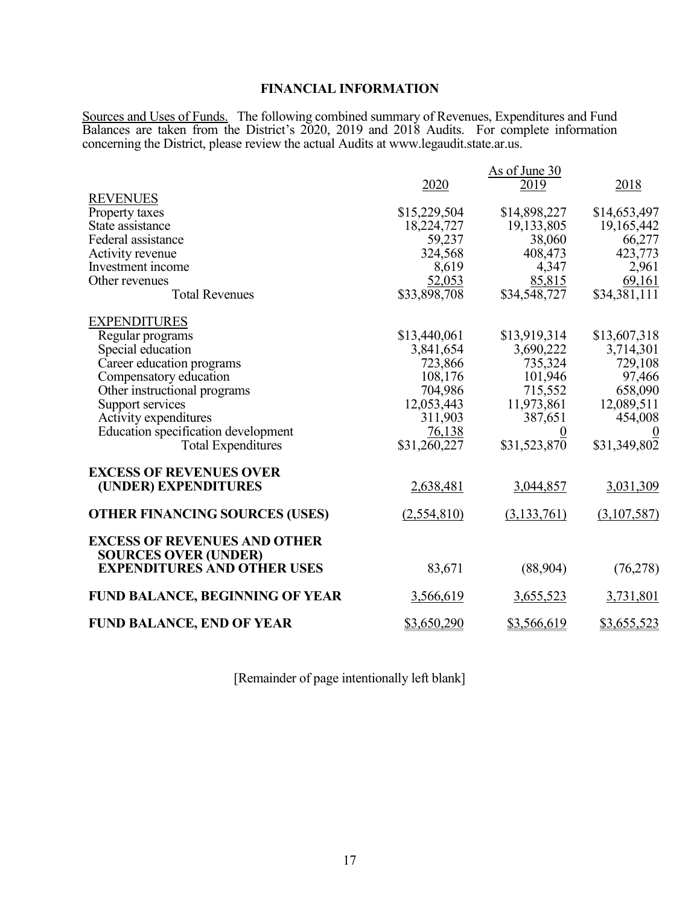## FINANCIAL INFORMATION

Sources and Uses of Funds. The following combined summary of Revenues, Expenditures and Fund Balances are taken from the District's 2020, 2019 and 2018 Audits. For complete information concerning the District, please review the actual Audits at www.legaudit.state.ar.us.

| | As of June 30 | | |
|---|---|---|---|
| | 2020 | 2019 | 2018 |
| REVENUES | | | |
| Property taxes | $15,229,504 | $14,898,227 | $14,653,497 |
| State assistance | 18,224,727 | 19,133,805 | 19,165,442 |
| Federal assistance | 59,237 | 38,060 | 66,277 |
| Activity revenue | 324,568 | 408,473 | 423,773 |
| Investment income | 8,619 | 4,347 | 2,961 |
| Other revenues | 52,053 | 85,815 | 69,161 |
| Total Revenues | $33,898,708 | $34,548,727 | $34,381,111 |
| EXPENDITURES | | | |
| Regular programs | $13,440,061 | $13,919,314 | $13,607,318 |
| Special education | 3,841,654 | 3,690,222 | 3,714,301 |
| Career education programs | 723,866 | 735,324 | 729,108 |
| Compensatory education | 108,176 | 101,946 | 97,466 |
| Other instructional programs | 704,986 | 715,552 | 658,090 |
| Support services | 12,053,443 | 11,973,861 | 12,089,511 |
| Activity expenditures | 311,903 | 387,651 | 454,008 |
| Education specification development | 76,138 | 0 | 0 |
| Total Expenditures | $31,260,227 | $31,523,870 | $31,349,802 |
| **EXCESS OF REVENUES OVER (UNDER) EXPENDITURES** | 2,638,481 | 3,044,857 | 3,031,309 |
| **OTHER FINANCING SOURCES (USES)** | (2,554,810) | (3,133,761) | (3,107,587) |
| **EXCESS OF REVENUES AND OTHER SOURCES OVER (UNDER) EXPENDITURES AND OTHER USES** | 83,671 | (88,904) | (76,278) |
| **FUND BALANCE, BEGINNING OF YEAR** | 3,566,619 | 3,655,523 | 3,731,801 |
| **FUND BALANCE, END OF YEAR** | $3,650,290 | $3,566,619 | $3,655,523 |

[Remainder of page intentionally left blank]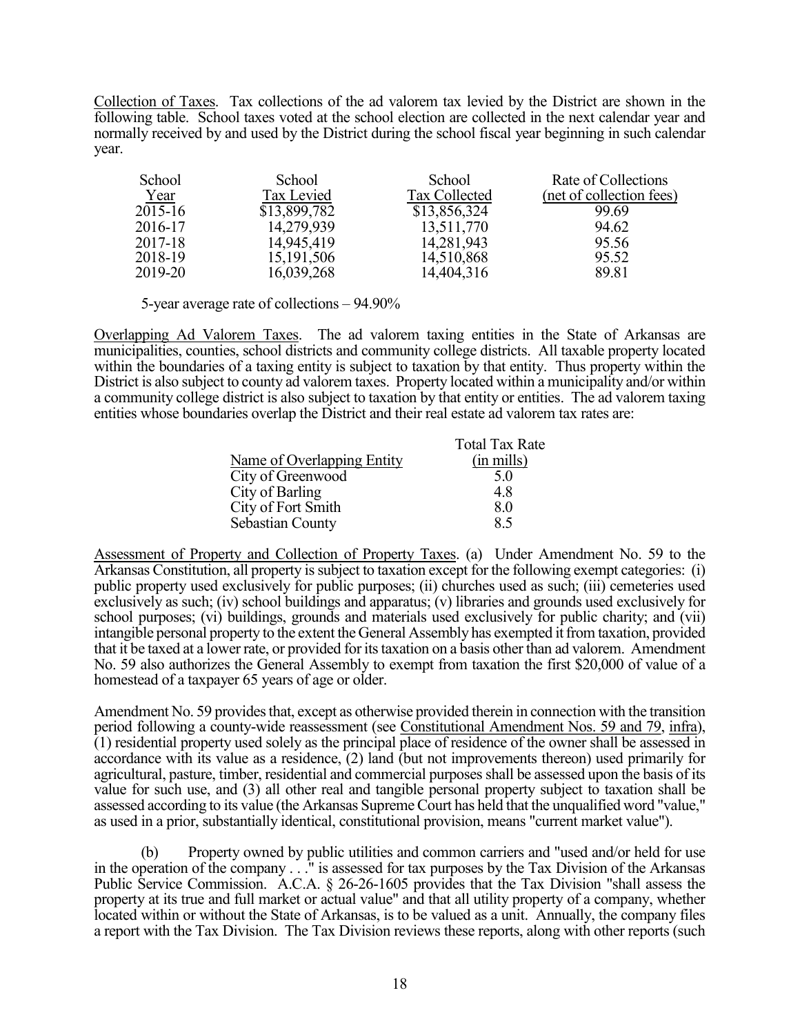Collection of Taxes. Tax collections of the ad valorem tax levied by the District are shown in the following table. School taxes voted at the school election are collected in the next calendar year and normally received by and used by the District during the school fiscal year beginning in such calendar year.

| School Year | School Tax Levied | School Tax Collected | Rate of Collections (net of collection fees) |
|---|---|---|---|
| 2015-16 | $13,899,782 | $13,856,324 | 99.69 |
| 2016-17 | 14,279,939 | 13,511,770 | 94.62 |
| 2017-18 | 14,945,419 | 14,281,943 | 95.56 |
| 2018-19 | 15,191,506 | 14,510,868 | 95.52 |
| 2019-20 | 16,039,268 | 14,404,316 | 89.81 |

5-year average rate of collections – 94.90%

Overlapping Ad Valorem Taxes. The ad valorem taxing entities in the State of Arkansas are municipalities, counties, school districts and community college districts. All taxable property located within the boundaries of a taxing entity is subject to taxation by that entity. Thus property within the District is also subject to county ad valorem taxes. Property located within a municipality and/or within a community college district is also subject to taxation by that entity or entities. The ad valorem taxing entities whose boundaries overlap the District and their real estate ad valorem tax rates are:

| Name of Overlapping Entity | Total Tax Rate (in mills) |
|---|---|
| City of Greenwood | 5.0 |
| City of Barling | 4.8 |
| City of Fort Smith | 8.0 |
| Sebastian County | 8.5 |

Assessment of Property and Collection of Property Taxes. (a) Under Amendment No. 59 to the Arkansas Constitution, all property is subject to taxation except for the following exempt categories: (i) public property used exclusively for public purposes; (ii) churches used as such; (iii) cemeteries used exclusively as such; (iv) school buildings and apparatus; (v) libraries and grounds used exclusively for school purposes; (vi) buildings, grounds and materials used exclusively for public charity; and (vii) intangible personal property to the extent the General Assembly has exempted it from taxation, provided that it be taxed at a lower rate, or provided for its taxation on a basis other than ad valorem. Amendment No. 59 also authorizes the General Assembly to exempt from taxation the first $20,000 of value of a homestead of a taxpayer 65 years of age or older.

Amendment No. 59 provides that, except as otherwise provided therein in connection with the transition period following a county-wide reassessment (see Constitutional Amendment Nos. 59 and 79, infra), (1) residential property used solely as the principal place of residence of the owner shall be assessed in accordance with its value as a residence, (2) land (but not improvements thereon) used primarily for agricultural, pasture, timber, residential and commercial purposes shall be assessed upon the basis of its value for such use, and (3) all other real and tangible personal property subject to taxation shall be assessed according to its value (the Arkansas Supreme Court has held that the unqualified word "value," as used in a prior, substantially identical, constitutional provision, means "current market value").

(b) Property owned by public utilities and common carriers and "used and/or held for use in the operation of the company . . ." is assessed for tax purposes by the Tax Division of the Arkansas Public Service Commission. A.C.A. § 26-26-1605 provides that the Tax Division "shall assess the property at its true and full market or actual value" and that all utility property of a company, whether located within or without the State of Arkansas, is to be valued as a unit. Annually, the company files a report with the Tax Division. The Tax Division reviews these reports, along with other reports (such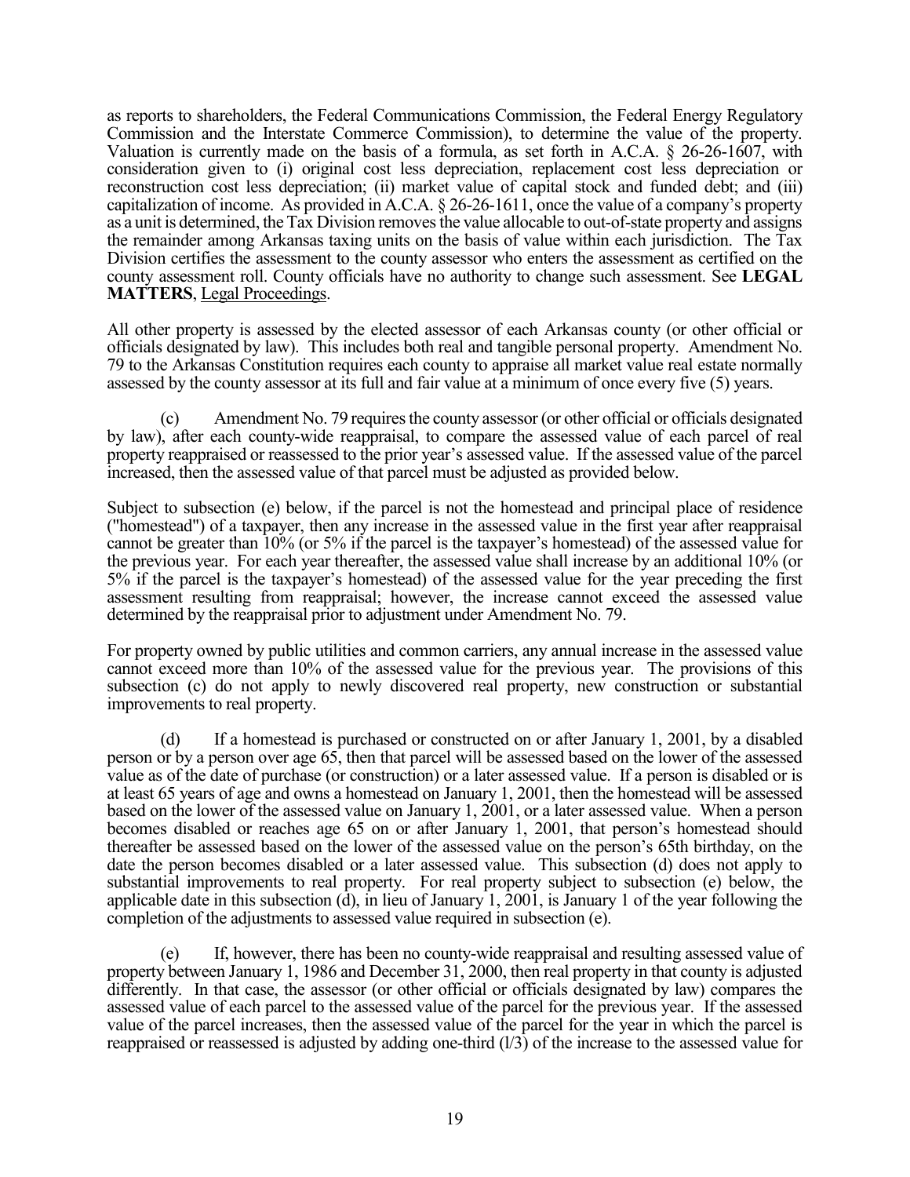as reports to shareholders, the Federal Communications Commission, the Federal Energy Regulatory Commission and the Interstate Commerce Commission), to determine the value of the property. Valuation is currently made on the basis of a formula, as set forth in A.C.A. § 26-26-1607, with consideration given to (i) original cost less depreciation, replacement cost less depreciation or reconstruction cost less depreciation; (ii) market value of capital stock and funded debt; and (iii) capitalization of income. As provided in A.C.A. § 26-26-1611, once the value of a company's property as a unit is determined, the Tax Division removes the value allocable to out-of-state property and assigns the remainder among Arkansas taxing units on the basis of value within each jurisdiction. The Tax Division certifies the assessment to the county assessor who enters the assessment as certified on the county assessment roll. County officials have no authority to change such assessment. See **LEGAL MATTERS**, Legal Proceedings.

All other property is assessed by the elected assessor of each Arkansas county (or other official or officials designated by law). This includes both real and tangible personal property. Amendment No. 79 to the Arkansas Constitution requires each county to appraise all market value real estate normally assessed by the county assessor at its full and fair value at a minimum of once every five (5) years.

(c) Amendment No. 79 requires the county assessor (or other official or officials designated by law), after each county-wide reappraisal, to compare the assessed value of each parcel of real property reappraised or reassessed to the prior year's assessed value. If the assessed value of the parcel increased, then the assessed value of that parcel must be adjusted as provided below.

Subject to subsection (e) below, if the parcel is not the homestead and principal place of residence ("homestead") of a taxpayer, then any increase in the assessed value in the first year after reappraisal cannot be greater than 10% (or 5% if the parcel is the taxpayer's homestead) of the assessed value for the previous year. For each year thereafter, the assessed value shall increase by an additional 10% (or 5% if the parcel is the taxpayer's homestead) of the assessed value for the year preceding the first assessment resulting from reappraisal; however, the increase cannot exceed the assessed value determined by the reappraisal prior to adjustment under Amendment No. 79.

For property owned by public utilities and common carriers, any annual increase in the assessed value cannot exceed more than 10% of the assessed value for the previous year. The provisions of this subsection (c) do not apply to newly discovered real property, new construction or substantial improvements to real property.

(d) If a homestead is purchased or constructed on or after January 1, 2001, by a disabled person or by a person over age 65, then that parcel will be assessed based on the lower of the assessed value as of the date of purchase (or construction) or a later assessed value. If a person is disabled or is at least 65 years of age and owns a homestead on January 1, 2001, then the homestead will be assessed based on the lower of the assessed value on January 1, 2001, or a later assessed value. When a person becomes disabled or reaches age 65 on or after January 1, 2001, that person's homestead should thereafter be assessed based on the lower of the assessed value on the person's 65th birthday, on the date the person becomes disabled or a later assessed value. This subsection (d) does not apply to substantial improvements to real property. For real property subject to subsection (e) below, the applicable date in this subsection (d), in lieu of January 1, 2001, is January 1 of the year following the completion of the adjustments to assessed value required in subsection (e).

(e) If, however, there has been no county-wide reappraisal and resulting assessed value of property between January 1, 1986 and December 31, 2000, then real property in that county is adjusted differently. In that case, the assessor (or other official or officials designated by law) compares the assessed value of each parcel to the assessed value of the parcel for the previous year. If the assessed value of the parcel increases, then the assessed value of the parcel for the year in which the parcel is reappraised or reassessed is adjusted by adding one-third (l/3) of the increase to the assessed value for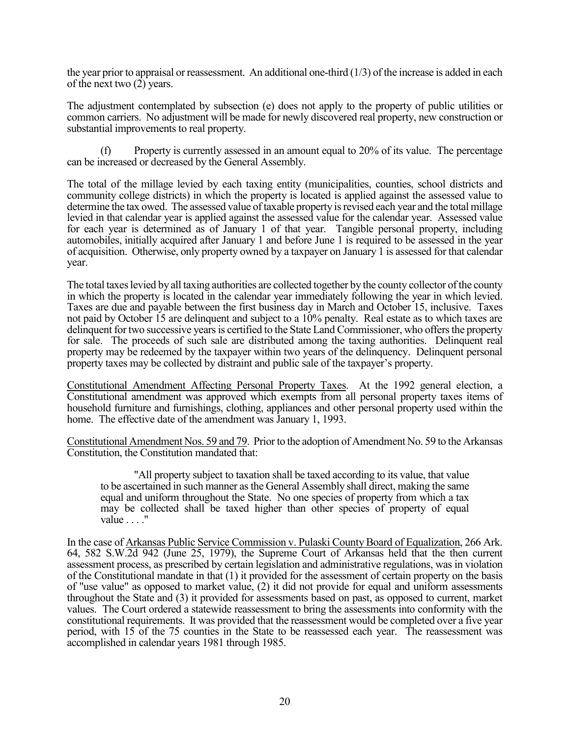the year prior to appraisal or reassessment. An additional one-third (1/3) of the increase is added in each of the next two (2) years.

The adjustment contemplated by subsection (e) does not apply to the property of public utilities or common carriers. No adjustment will be made for newly discovered real property, new construction or substantial improvements to real property.

(f) Property is currently assessed in an amount equal to 20% of its value. The percentage can be increased or decreased by the General Assembly.

The total of the millage levied by each taxing entity (municipalities, counties, school districts and community college districts) in which the property is located is applied against the assessed value to determine the tax owed. The assessed value of taxable property is revised each year and the total millage levied in that calendar year is applied against the assessed value for the calendar year. Assessed value for each year is determined as of January 1 of that year. Tangible personal property, including automobiles, initially acquired after January 1 and before June 1 is required to be assessed in the year of acquisition. Otherwise, only property owned by a taxpayer on January 1 is assessed for that calendar year.

The total taxes levied by all taxing authorities are collected together by the county collector of the county in which the property is located in the calendar year immediately following the year in which levied. Taxes are due and payable between the first business day in March and October 15, inclusive. Taxes not paid by October 15 are delinquent and subject to a 10% penalty. Real estate as to which taxes are delinquent for two successive years is certified to the State Land Commissioner, who offers the property for sale. The proceeds of such sale are distributed among the taxing authorities. Delinquent real property may be redeemed by the taxpayer within two years of the delinquency. Delinquent personal property taxes may be collected by distraint and public sale of the taxpayer's property.

Constitutional Amendment Affecting Personal Property Taxes. At the 1992 general election, a Constitutional amendment was approved which exempts from all personal property taxes items of household furniture and furnishings, clothing, appliances and other personal property used within the home. The effective date of the amendment was January 1, 1993.

Constitutional Amendment Nos. 59 and 79. Prior to the adoption of Amendment No. 59 to the Arkansas Constitution, the Constitution mandated that:

> "All property subject to taxation shall be taxed according to its value, that value to be ascertained in such manner as the General Assembly shall direct, making the same equal and uniform throughout the State. No one species of property from which a tax may be collected shall be taxed higher than other species of property of equal value . . . ."

In the case of Arkansas Public Service Commission v. Pulaski County Board of Equalization, 266 Ark. 64, 582 S.W.2d 942 (June 25, 1979), the Supreme Court of Arkansas held that the then current assessment process, as prescribed by certain legislation and administrative regulations, was in violation of the Constitutional mandate in that (1) it provided for the assessment of certain property on the basis of "use value" as opposed to market value, (2) it did not provide for equal and uniform assessments throughout the State and (3) it provided for assessments based on past, as opposed to current, market values. The Court ordered a statewide reassessment to bring the assessments into conformity with the constitutional requirements. It was provided that the reassessment would be completed over a five year period, with 15 of the 75 counties in the State to be reassessed each year. The reassessment was accomplished in calendar years 1981 through 1985.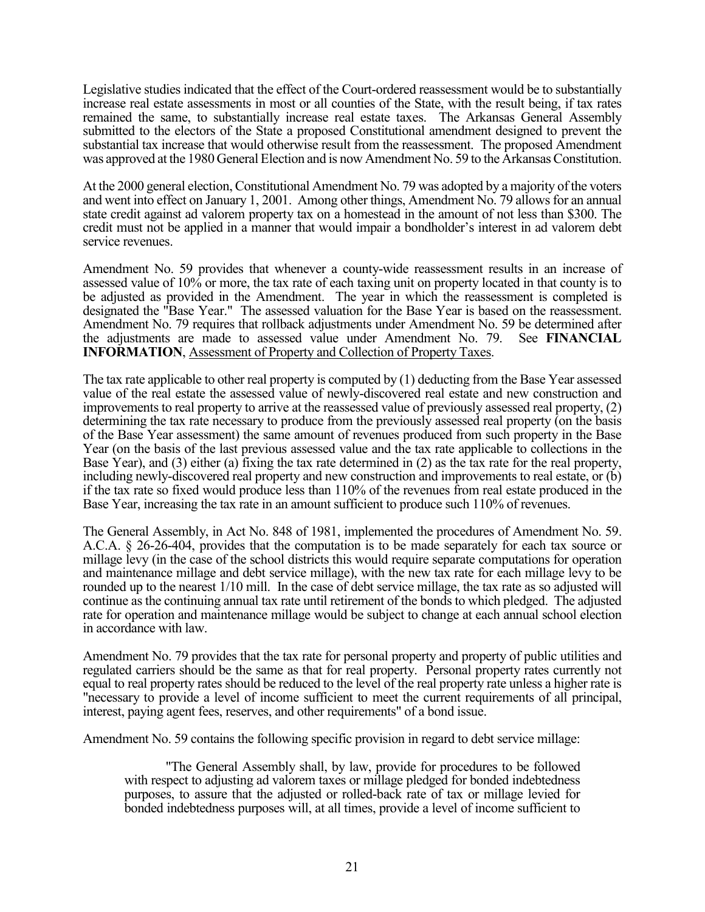Legislative studies indicated that the effect of the Court-ordered reassessment would be to substantially increase real estate assessments in most or all counties of the State, with the result being, if tax rates remained the same, to substantially increase real estate taxes. The Arkansas General Assembly submitted to the electors of the State a proposed Constitutional amendment designed to prevent the substantial tax increase that would otherwise result from the reassessment. The proposed Amendment was approved at the 1980 General Election and is now Amendment No. 59 to the Arkansas Constitution.

At the 2000 general election, Constitutional Amendment No. 79 was adopted by a majority of the voters and went into effect on January 1, 2001. Among other things, Amendment No. 79 allows for an annual state credit against ad valorem property tax on a homestead in the amount of not less than $300. The credit must not be applied in a manner that would impair a bondholder's interest in ad valorem debt service revenues.

Amendment No. 59 provides that whenever a county-wide reassessment results in an increase of assessed value of 10% or more, the tax rate of each taxing unit on property located in that county is to be adjusted as provided in the Amendment. The year in which the reassessment is completed is designated the "Base Year." The assessed valuation for the Base Year is based on the reassessment. Amendment No. 79 requires that rollback adjustments under Amendment No. 59 be determined after the adjustments are made to assessed value under Amendment No. 79. See **FINANCIAL INFORMATION**, Assessment of Property and Collection of Property Taxes.

The tax rate applicable to other real property is computed by (1) deducting from the Base Year assessed value of the real estate the assessed value of newly-discovered real estate and new construction and improvements to real property to arrive at the reassessed value of previously assessed real property, (2) determining the tax rate necessary to produce from the previously assessed real property (on the basis of the Base Year assessment) the same amount of revenues produced from such property in the Base Year (on the basis of the last previous assessed value and the tax rate applicable to collections in the Base Year), and (3) either (a) fixing the tax rate determined in (2) as the tax rate for the real property, including newly-discovered real property and new construction and improvements to real estate, or (b) if the tax rate so fixed would produce less than 110% of the revenues from real estate produced in the Base Year, increasing the tax rate in an amount sufficient to produce such 110% of revenues.

The General Assembly, in Act No. 848 of 1981, implemented the procedures of Amendment No. 59. A.C.A. § 26-26-404, provides that the computation is to be made separately for each tax source or millage levy (in the case of the school districts this would require separate computations for operation and maintenance millage and debt service millage), with the new tax rate for each millage levy to be rounded up to the nearest 1/10 mill. In the case of debt service millage, the tax rate as so adjusted will continue as the continuing annual tax rate until retirement of the bonds to which pledged. The adjusted rate for operation and maintenance millage would be subject to change at each annual school election in accordance with law.

Amendment No. 79 provides that the tax rate for personal property and property of public utilities and regulated carriers should be the same as that for real property. Personal property rates currently not equal to real property rates should be reduced to the level of the real property rate unless a higher rate is "necessary to provide a level of income sufficient to meet the current requirements of all principal, interest, paying agent fees, reserves, and other requirements" of a bond issue.

Amendment No. 59 contains the following specific provision in regard to debt service millage:

> "The General Assembly shall, by law, provide for procedures to be followed with respect to adjusting ad valorem taxes or millage pledged for bonded indebtedness purposes, to assure that the adjusted or rolled-back rate of tax or millage levied for bonded indebtedness purposes will, at all times, provide a level of income sufficient to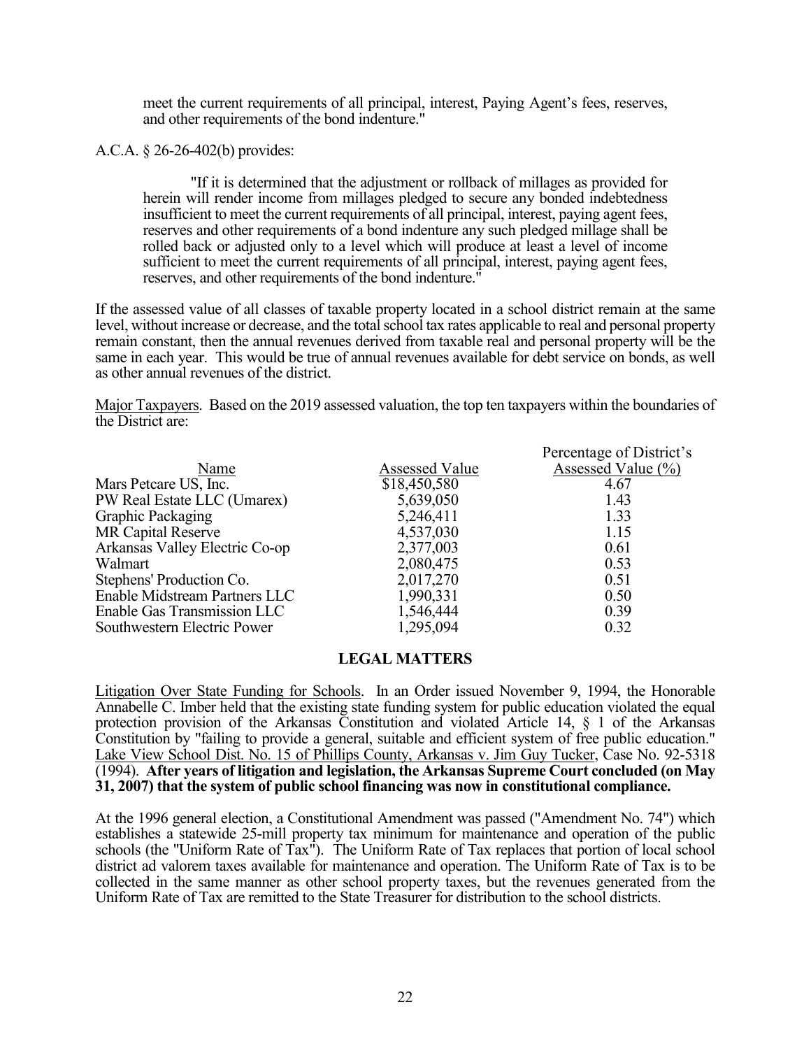meet the current requirements of all principal, interest, Paying Agent's fees, reserves, and other requirements of the bond indenture."

A.C.A. § 26-26-402(b) provides:

> "If it is determined that the adjustment or rollback of millages as provided for herein will render income from millages pledged to secure any bonded indebtedness insufficient to meet the current requirements of all principal, interest, paying agent fees, reserves and other requirements of a bond indenture any such pledged millage shall be rolled back or adjusted only to a level which will produce at least a level of income sufficient to meet the current requirements of all principal, interest, paying agent fees, reserves, and other requirements of the bond indenture."

If the assessed value of all classes of taxable property located in a school district remain at the same level, without increase or decrease, and the total school tax rates applicable to real and personal property remain constant, then the annual revenues derived from taxable real and personal property will be the same in each year. This would be true of annual revenues available for debt service on bonds, as well as other annual revenues of the district.

Major Taxpayers. Based on the 2019 assessed valuation, the top ten taxpayers within the boundaries of the District are:

| Name | Assessed Value | Percentage of District's Assessed Value (%) |
|---|---|---|
| Mars Petcare US, Inc. | $18,450,580 | 4.67 |
| PW Real Estate LLC (Umarex) | 5,639,050 | 1.43 |
| Graphic Packaging | 5,246,411 | 1.33 |
| MR Capital Reserve | 4,537,030 | 1.15 |
| Arkansas Valley Electric Co-op | 2,377,003 | 0.61 |
| Walmart | 2,080,475 | 0.53 |
| Stephens' Production Co. | 2,017,270 | 0.51 |
| Enable Midstream Partners LLC | 1,990,331 | 0.50 |
| Enable Gas Transmission LLC | 1,546,444 | 0.39 |
| Southwestern Electric Power | 1,295,094 | 0.32 |

## LEGAL MATTERS

Litigation Over State Funding for Schools. In an Order issued November 9, 1994, the Honorable Annabelle C. Imber held that the existing state funding system for public education violated the equal protection provision of the Arkansas Constitution and violated Article 14, § 1 of the Arkansas Constitution by "failing to provide a general, suitable and efficient system of free public education." Lake View School Dist. No. 15 of Phillips County, Arkansas v. Jim Guy Tucker, Case No. 92-5318 (1994). **After years of litigation and legislation, the Arkansas Supreme Court concluded (on May 31, 2007) that the system of public school financing was now in constitutional compliance.**

At the 1996 general election, a Constitutional Amendment was passed ("Amendment No. 74") which establishes a statewide 25-mill property tax minimum for maintenance and operation of the public schools (the "Uniform Rate of Tax"). The Uniform Rate of Tax replaces that portion of local school district ad valorem taxes available for maintenance and operation. The Uniform Rate of Tax is to be collected in the same manner as other school property taxes, but the revenues generated from the Uniform Rate of Tax are remitted to the State Treasurer for distribution to the school districts.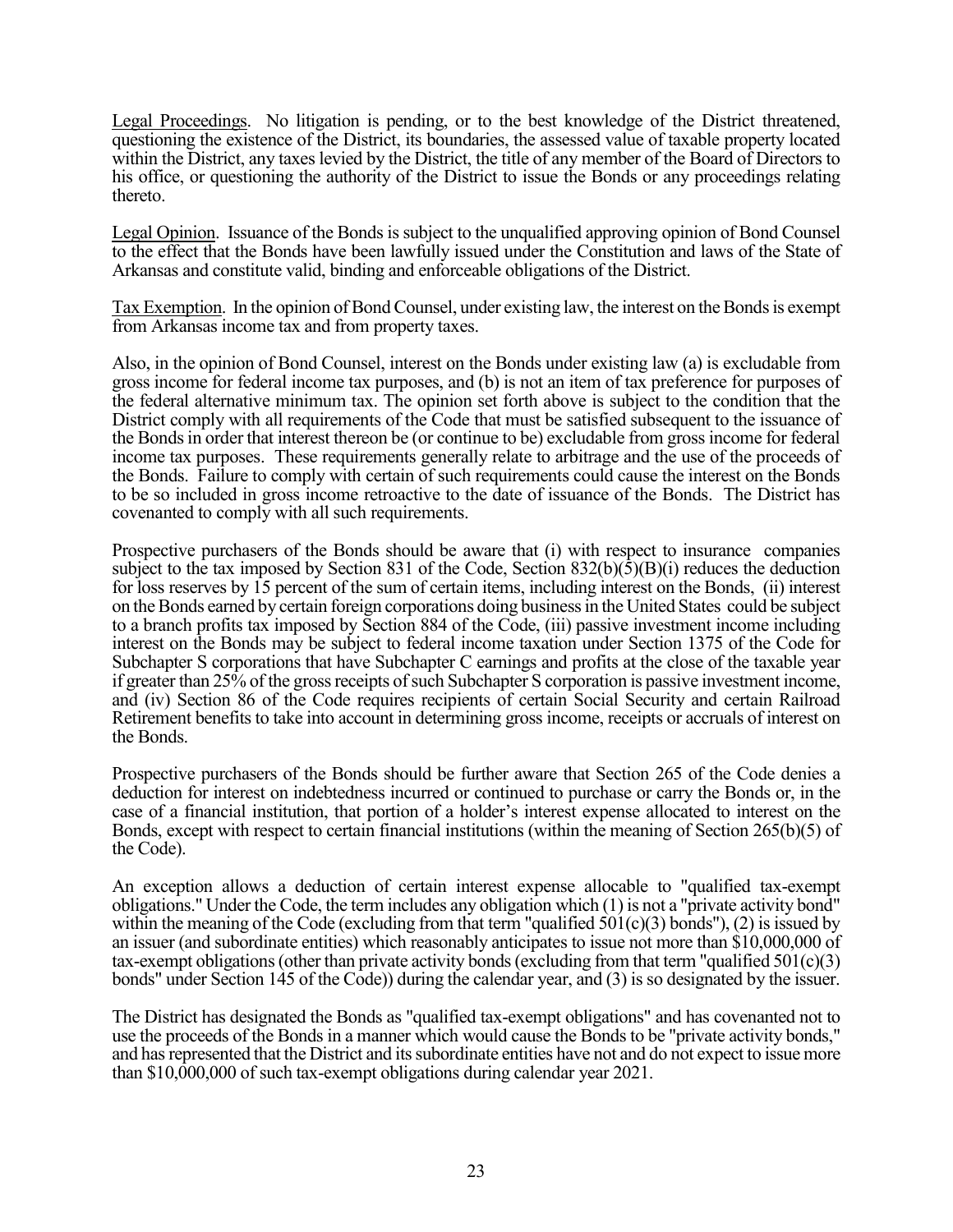Legal Proceedings. No litigation is pending, or to the best knowledge of the District threatened, questioning the existence of the District, its boundaries, the assessed value of taxable property located within the District, any taxes levied by the District, the title of any member of the Board of Directors to his office, or questioning the authority of the District to issue the Bonds or any proceedings relating thereto.

Legal Opinion. Issuance of the Bonds is subject to the unqualified approving opinion of Bond Counsel to the effect that the Bonds have been lawfully issued under the Constitution and laws of the State of Arkansas and constitute valid, binding and enforceable obligations of the District.

Tax Exemption. In the opinion of Bond Counsel, under existing law, the interest on the Bonds is exempt from Arkansas income tax and from property taxes.

Also, in the opinion of Bond Counsel, interest on the Bonds under existing law (a) is excludable from gross income for federal income tax purposes, and (b) is not an item of tax preference for purposes of the federal alternative minimum tax. The opinion set forth above is subject to the condition that the District comply with all requirements of the Code that must be satisfied subsequent to the issuance of the Bonds in order that interest thereon be (or continue to be) excludable from gross income for federal income tax purposes. These requirements generally relate to arbitrage and the use of the proceeds of the Bonds. Failure to comply with certain of such requirements could cause the interest on the Bonds to be so included in gross income retroactive to the date of issuance of the Bonds. The District has covenanted to comply with all such requirements.

Prospective purchasers of the Bonds should be aware that (i) with respect to insurance companies subject to the tax imposed by Section 831 of the Code, Section 832(b)(5)(B)(i) reduces the deduction for loss reserves by 15 percent of the sum of certain items, including interest on the Bonds, (ii) interest on the Bonds earned by certain foreign corporations doing business in the United States could be subject to a branch profits tax imposed by Section 884 of the Code, (iii) passive investment income including interest on the Bonds may be subject to federal income taxation under Section 1375 of the Code for Subchapter S corporations that have Subchapter C earnings and profits at the close of the taxable year if greater than 25% of the gross receipts of such Subchapter S corporation is passive investment income, and (iv) Section 86 of the Code requires recipients of certain Social Security and certain Railroad Retirement benefits to take into account in determining gross income, receipts or accruals of interest on the Bonds.

Prospective purchasers of the Bonds should be further aware that Section 265 of the Code denies a deduction for interest on indebtedness incurred or continued to purchase or carry the Bonds or, in the case of a financial institution, that portion of a holder's interest expense allocated to interest on the Bonds, except with respect to certain financial institutions (within the meaning of Section 265(b)(5) of the Code).

An exception allows a deduction of certain interest expense allocable to "qualified tax-exempt obligations." Under the Code, the term includes any obligation which (1) is not a "private activity bond" within the meaning of the Code (excluding from that term "qualified 501(c)(3) bonds"), (2) is issued by an issuer (and subordinate entities) which reasonably anticipates to issue not more than $10,000,000 of tax-exempt obligations (other than private activity bonds (excluding from that term "qualified 501(c)(3) bonds" under Section 145 of the Code)) during the calendar year, and (3) is so designated by the issuer.

The District has designated the Bonds as "qualified tax-exempt obligations" and has covenanted not to use the proceeds of the Bonds in a manner which would cause the Bonds to be "private activity bonds," and has represented that the District and its subordinate entities have not and do not expect to issue more than $10,000,000 of such tax-exempt obligations during calendar year 2021.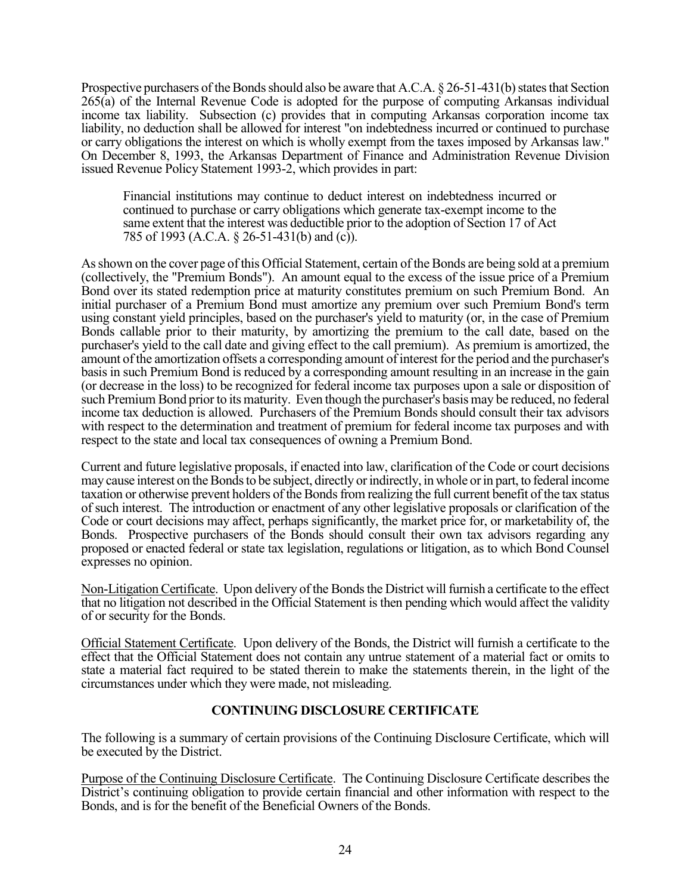Prospective purchasers of the Bonds should also be aware that A.C.A. § 26-51-431(b) states that Section 265(a) of the Internal Revenue Code is adopted for the purpose of computing Arkansas individual income tax liability. Subsection (c) provides that in computing Arkansas corporation income tax liability, no deduction shall be allowed for interest "on indebtedness incurred or continued to purchase or carry obligations the interest on which is wholly exempt from the taxes imposed by Arkansas law." On December 8, 1993, the Arkansas Department of Finance and Administration Revenue Division issued Revenue Policy Statement 1993-2, which provides in part:

> Financial institutions may continue to deduct interest on indebtedness incurred or continued to purchase or carry obligations which generate tax-exempt income to the same extent that the interest was deductible prior to the adoption of Section 17 of Act 785 of 1993 (A.C.A. § 26-51-431(b) and (c)).

As shown on the cover page of this Official Statement, certain of the Bonds are being sold at a premium (collectively, the "Premium Bonds"). An amount equal to the excess of the issue price of a Premium Bond over its stated redemption price at maturity constitutes premium on such Premium Bond. An initial purchaser of a Premium Bond must amortize any premium over such Premium Bond's term using constant yield principles, based on the purchaser's yield to maturity (or, in the case of Premium Bonds callable prior to their maturity, by amortizing the premium to the call date, based on the purchaser's yield to the call date and giving effect to the call premium). As premium is amortized, the amount of the amortization offsets a corresponding amount of interest for the period and the purchaser's basis in such Premium Bond is reduced by a corresponding amount resulting in an increase in the gain (or decrease in the loss) to be recognized for federal income tax purposes upon a sale or disposition of such Premium Bond prior to its maturity. Even though the purchaser's basis may be reduced, no federal income tax deduction is allowed. Purchasers of the Premium Bonds should consult their tax advisors with respect to the determination and treatment of premium for federal income tax purposes and with respect to the state and local tax consequences of owning a Premium Bond.

Current and future legislative proposals, if enacted into law, clarification of the Code or court decisions may cause interest on the Bonds to be subject, directly or indirectly, in whole or in part, to federal income taxation or otherwise prevent holders of the Bonds from realizing the full current benefit of the tax status of such interest. The introduction or enactment of any other legislative proposals or clarification of the Code or court decisions may affect, perhaps significantly, the market price for, or marketability of, the Bonds. Prospective purchasers of the Bonds should consult their own tax advisors regarding any proposed or enacted federal or state tax legislation, regulations or litigation, as to which Bond Counsel expresses no opinion.

Non-Litigation Certificate. Upon delivery of the Bonds the District will furnish a certificate to the effect that no litigation not described in the Official Statement is then pending which would affect the validity of or security for the Bonds.

Official Statement Certificate. Upon delivery of the Bonds, the District will furnish a certificate to the effect that the Official Statement does not contain any untrue statement of a material fact or omits to state a material fact required to be stated therein to make the statements therein, in the light of the circumstances under which they were made, not misleading.

## CONTINUING DISCLOSURE CERTIFICATE

The following is a summary of certain provisions of the Continuing Disclosure Certificate, which will be executed by the District.

Purpose of the Continuing Disclosure Certificate. The Continuing Disclosure Certificate describes the District's continuing obligation to provide certain financial and other information with respect to the Bonds, and is for the benefit of the Beneficial Owners of the Bonds.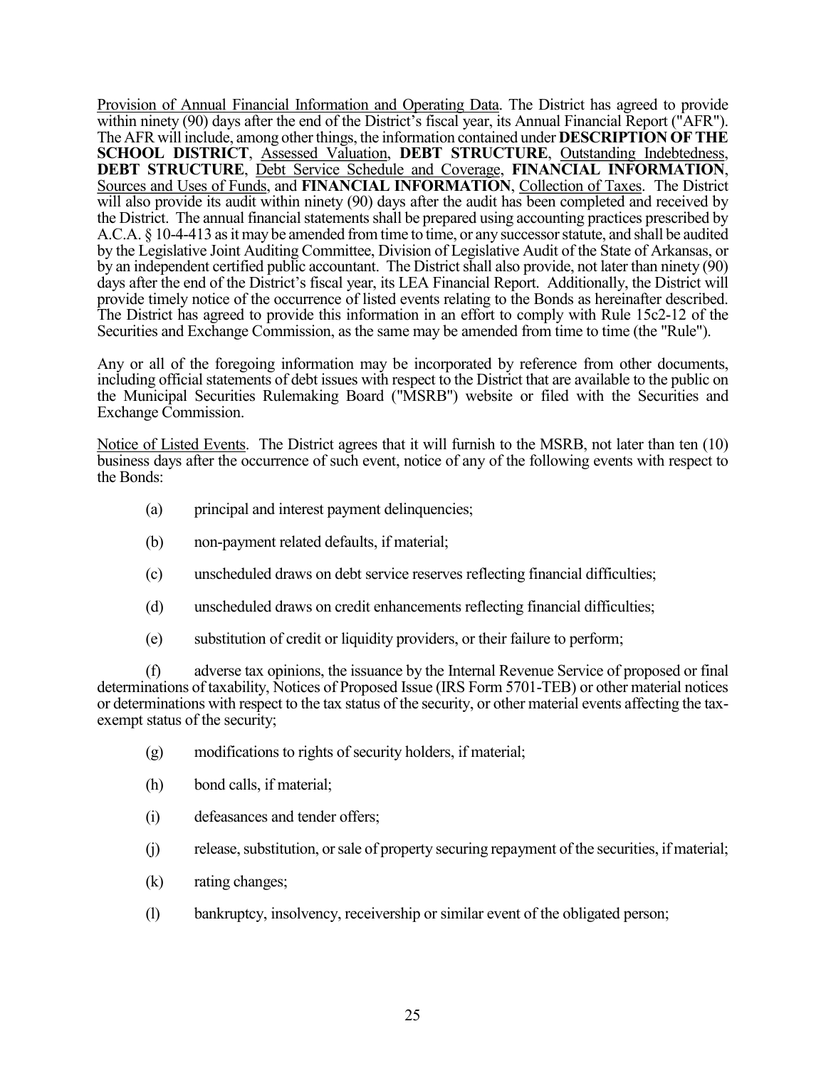Provision of Annual Financial Information and Operating Data. The District has agreed to provide within ninety (90) days after the end of the District's fiscal year, its Annual Financial Report ("AFR"). The AFR will include, among other things, the information contained under **DESCRIPTION OF THE SCHOOL DISTRICT**, Assessed Valuation, **DEBT STRUCTURE**, Outstanding Indebtedness, **DEBT STRUCTURE**, Debt Service Schedule and Coverage, **FINANCIAL INFORMATION**, Sources and Uses of Funds, and **FINANCIAL INFORMATION**, Collection of Taxes. The District will also provide its audit within ninety (90) days after the audit has been completed and received by the District. The annual financial statements shall be prepared using accounting practices prescribed by A.C.A. § 10-4-413 as it may be amended from time to time, or any successor statute, and shall be audited by the Legislative Joint Auditing Committee, Division of Legislative Audit of the State of Arkansas, or by an independent certified public accountant. The District shall also provide, not later than ninety (90) days after the end of the District's fiscal year, its LEA Financial Report. Additionally, the District will provide timely notice of the occurrence of listed events relating to the Bonds as hereinafter described. The District has agreed to provide this information in an effort to comply with Rule 15c2-12 of the Securities and Exchange Commission, as the same may be amended from time to time (the "Rule").

Any or all of the foregoing information may be incorporated by reference from other documents, including official statements of debt issues with respect to the District that are available to the public on the Municipal Securities Rulemaking Board ("MSRB") website or filed with the Securities and Exchange Commission.

Notice of Listed Events. The District agrees that it will furnish to the MSRB, not later than ten (10) business days after the occurrence of such event, notice of any of the following events with respect to the Bonds:

(a) principal and interest payment delinquencies;

(b) non-payment related defaults, if material;

(c) unscheduled draws on debt service reserves reflecting financial difficulties;

(d) unscheduled draws on credit enhancements reflecting financial difficulties;

(e) substitution of credit or liquidity providers, or their failure to perform;

(f) adverse tax opinions, the issuance by the Internal Revenue Service of proposed or final determinations of taxability, Notices of Proposed Issue (IRS Form 5701-TEB) or other material notices or determinations with respect to the tax status of the security, or other material events affecting the tax-exempt status of the security;

(g) modifications to rights of security holders, if material;

(h) bond calls, if material;

(i) defeasances and tender offers;

(j) release, substitution, or sale of property securing repayment of the securities, if material;

(k) rating changes;

(l) bankruptcy, insolvency, receivership or similar event of the obligated person;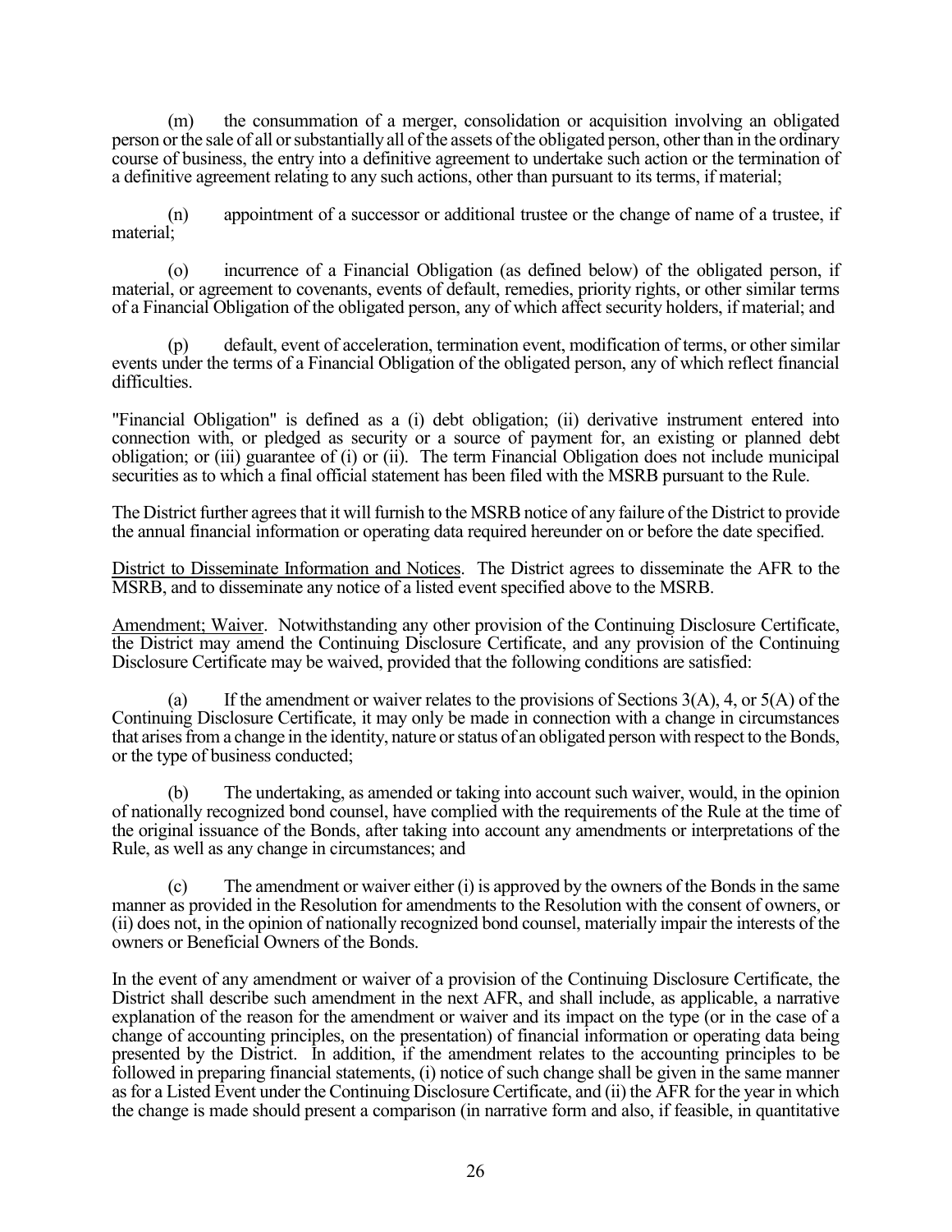(m) the consummation of a merger, consolidation or acquisition involving an obligated person or the sale of all or substantially all of the assets of the obligated person, other than in the ordinary course of business, the entry into a definitive agreement to undertake such action or the termination of a definitive agreement relating to any such actions, other than pursuant to its terms, if material;

(n) appointment of a successor or additional trustee or the change of name of a trustee, if material;

(o) incurrence of a Financial Obligation (as defined below) of the obligated person, if material, or agreement to covenants, events of default, remedies, priority rights, or other similar terms of a Financial Obligation of the obligated person, any of which affect security holders, if material; and

(p) default, event of acceleration, termination event, modification of terms, or other similar events under the terms of a Financial Obligation of the obligated person, any of which reflect financial difficulties.

"Financial Obligation" is defined as a (i) debt obligation; (ii) derivative instrument entered into connection with, or pledged as security or a source of payment for, an existing or planned debt obligation; or (iii) guarantee of (i) or (ii). The term Financial Obligation does not include municipal securities as to which a final official statement has been filed with the MSRB pursuant to the Rule.

The District further agrees that it will furnish to the MSRB notice of any failure of the District to provide the annual financial information or operating data required hereunder on or before the date specified.

District to Disseminate Information and Notices. The District agrees to disseminate the AFR to the MSRB, and to disseminate any notice of a listed event specified above to the MSRB.

Amendment; Waiver. Notwithstanding any other provision of the Continuing Disclosure Certificate, the District may amend the Continuing Disclosure Certificate, and any provision of the Continuing Disclosure Certificate may be waived, provided that the following conditions are satisfied:

(a) If the amendment or waiver relates to the provisions of Sections 3(A), 4, or 5(A) of the Continuing Disclosure Certificate, it may only be made in connection with a change in circumstances that arises from a change in the identity, nature or status of an obligated person with respect to the Bonds, or the type of business conducted;

(b) The undertaking, as amended or taking into account such waiver, would, in the opinion of nationally recognized bond counsel, have complied with the requirements of the Rule at the time of the original issuance of the Bonds, after taking into account any amendments or interpretations of the Rule, as well as any change in circumstances; and

(c) The amendment or waiver either (i) is approved by the owners of the Bonds in the same manner as provided in the Resolution for amendments to the Resolution with the consent of owners, or (ii) does not, in the opinion of nationally recognized bond counsel, materially impair the interests of the owners or Beneficial Owners of the Bonds.

In the event of any amendment or waiver of a provision of the Continuing Disclosure Certificate, the District shall describe such amendment in the next AFR, and shall include, as applicable, a narrative explanation of the reason for the amendment or waiver and its impact on the type (or in the case of a change of accounting principles, on the presentation) of financial information or operating data being presented by the District. In addition, if the amendment relates to the accounting principles to be followed in preparing financial statements, (i) notice of such change shall be given in the same manner as for a Listed Event under the Continuing Disclosure Certificate, and (ii) the AFR for the year in which the change is made should present a comparison (in narrative form and also, if feasible, in quantitative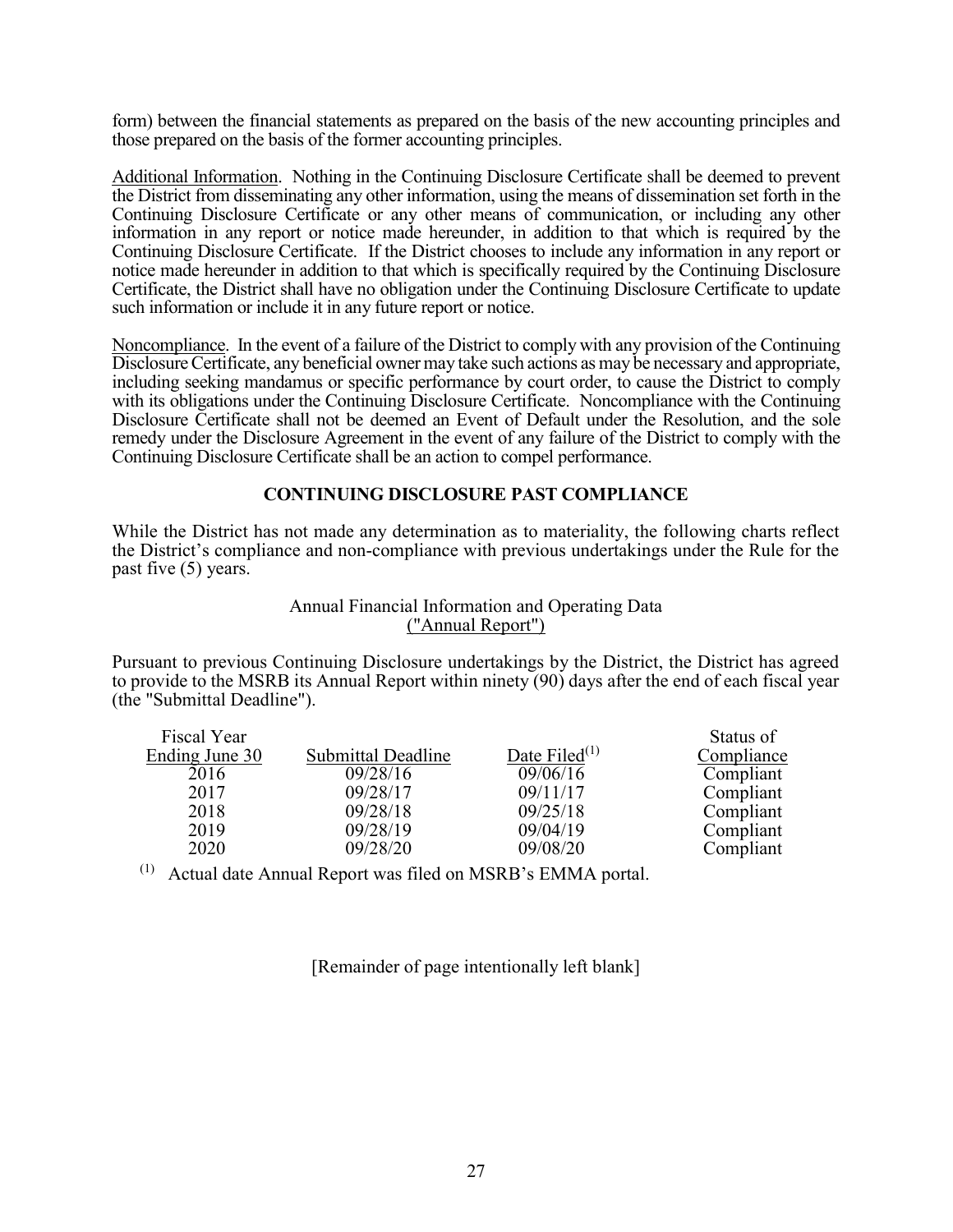form) between the financial statements as prepared on the basis of the new accounting principles and those prepared on the basis of the former accounting principles.

Additional Information. Nothing in the Continuing Disclosure Certificate shall be deemed to prevent the District from disseminating any other information, using the means of dissemination set forth in the Continuing Disclosure Certificate or any other means of communication, or including any other information in any report or notice made hereunder, in addition to that which is required by the Continuing Disclosure Certificate. If the District chooses to include any information in any report or notice made hereunder in addition to that which is specifically required by the Continuing Disclosure Certificate, the District shall have no obligation under the Continuing Disclosure Certificate to update such information or include it in any future report or notice.

Noncompliance. In the event of a failure of the District to comply with any provision of the Continuing Disclosure Certificate, any beneficial owner may take such actions as may be necessary and appropriate, including seeking mandamus or specific performance by court order, to cause the District to comply with its obligations under the Continuing Disclosure Certificate. Noncompliance with the Continuing Disclosure Certificate shall not be deemed an Event of Default under the Resolution, and the sole remedy under the Disclosure Agreement in the event of any failure of the District to comply with the Continuing Disclosure Certificate shall be an action to compel performance.

## CONTINUING DISCLOSURE PAST COMPLIANCE

While the District has not made any determination as to materiality, the following charts reflect the District's compliance and non-compliance with previous undertakings under the Rule for the past five (5) years.

### Annual Financial Information and Operating Data ("Annual Report")

Pursuant to previous Continuing Disclosure undertakings by the District, the District has agreed to provide to the MSRB its Annual Report within ninety (90) days after the end of each fiscal year (the "Submittal Deadline").

| Fiscal Year Ending June 30 | Submittal Deadline | Date Filed[(1)] | Status of Compliance |
|---|---|---|---|
| 2016 | 09/28/16 | 09/06/16 | Compliant |
| 2017 | 09/28/17 | 09/11/17 | Compliant |
| 2018 | 09/28/18 | 09/25/18 | Compliant |
| 2019 | 09/28/19 | 09/04/19 | Compliant |
| 2020 | 09/28/20 | 09/08/20 | Compliant |

(1) Actual date Annual Report was filed on MSRB's EMMA portal.

[Remainder of page intentionally left blank]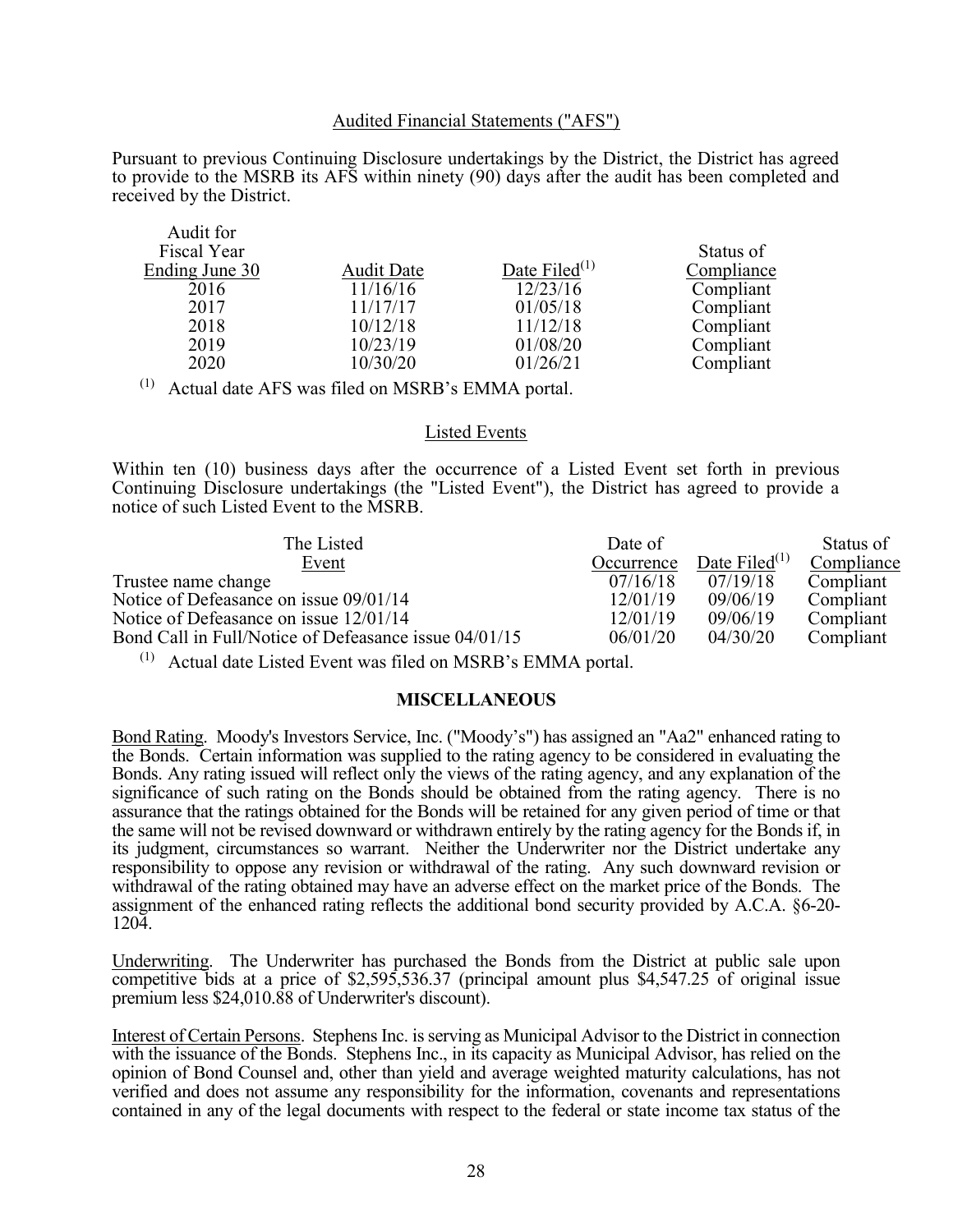Audited Financial Statements ("AFS")

Pursuant to previous Continuing Disclosure undertakings by the District, the District has agreed to provide to the MSRB its AFS within ninety (90) days after the audit has been completed and received by the District.

| Audit for Fiscal Year Ending June 30 | Audit Date | Date Filed[(1)] | Status of Compliance |
|---|---|---|---|
| 2016 | 11/16/16 | 12/23/16 | Compliant |
| 2017 | 11/17/17 | 01/05/18 | Compliant |
| 2018 | 10/12/18 | 11/12/18 | Compliant |
| 2019 | 10/23/19 | 01/08/20 | Compliant |
| 2020 | 10/30/20 | 01/26/21 | Compliant |

(1) Actual date AFS was filed on MSRB's EMMA portal.

Listed Events

Within ten (10) business days after the occurrence of a Listed Event set forth in previous Continuing Disclosure undertakings (the "Listed Event"), the District has agreed to provide a notice of such Listed Event to the MSRB.

| The Listed Event | Date of Occurrence | Date Filed[(1)] | Status of Compliance |
|---|---|---|---|
| Trustee name change | 07/16/18 | 07/19/18 | Compliant |
| Notice of Defeasance on issue 09/01/14 | 12/01/19 | 09/06/19 | Compliant |
| Notice of Defeasance on issue 12/01/14 | 12/01/19 | 09/06/19 | Compliant |
| Bond Call in Full/Notice of Defeasance issue 04/01/15 | 06/01/20 | 04/30/20 | Compliant |

(1) Actual date Listed Event was filed on MSRB's EMMA portal.

## MISCELLANEOUS

Bond Rating. Moody's Investors Service, Inc. ("Moody's") has assigned an "Aa2" enhanced rating to the Bonds. Certain information was supplied to the rating agency to be considered in evaluating the Bonds. Any rating issued will reflect only the views of the rating agency, and any explanation of the significance of such rating on the Bonds should be obtained from the rating agency. There is no assurance that the ratings obtained for the Bonds will be retained for any given period of time or that the same will not be revised downward or withdrawn entirely by the rating agency for the Bonds if, in its judgment, circumstances so warrant. Neither the Underwriter nor the District undertake any responsibility to oppose any revision or withdrawal of the rating. Any such downward revision or withdrawal of the rating obtained may have an adverse effect on the market price of the Bonds. The assignment of the enhanced rating reflects the additional bond security provided by A.C.A. §6-20-1204.

Underwriting. The Underwriter has purchased the Bonds from the District at public sale upon competitive bids at a price of $2,595,536.37 (principal amount plus $4,547.25 of original issue premium less $24,010.88 of Underwriter's discount).

Interest of Certain Persons. Stephens Inc. is serving as Municipal Advisor to the District in connection with the issuance of the Bonds. Stephens Inc., in its capacity as Municipal Advisor, has relied on the opinion of Bond Counsel and, other than yield and average weighted maturity calculations, has not verified and does not assume any responsibility for the information, covenants and representations contained in any of the legal documents with respect to the federal or state income tax status of the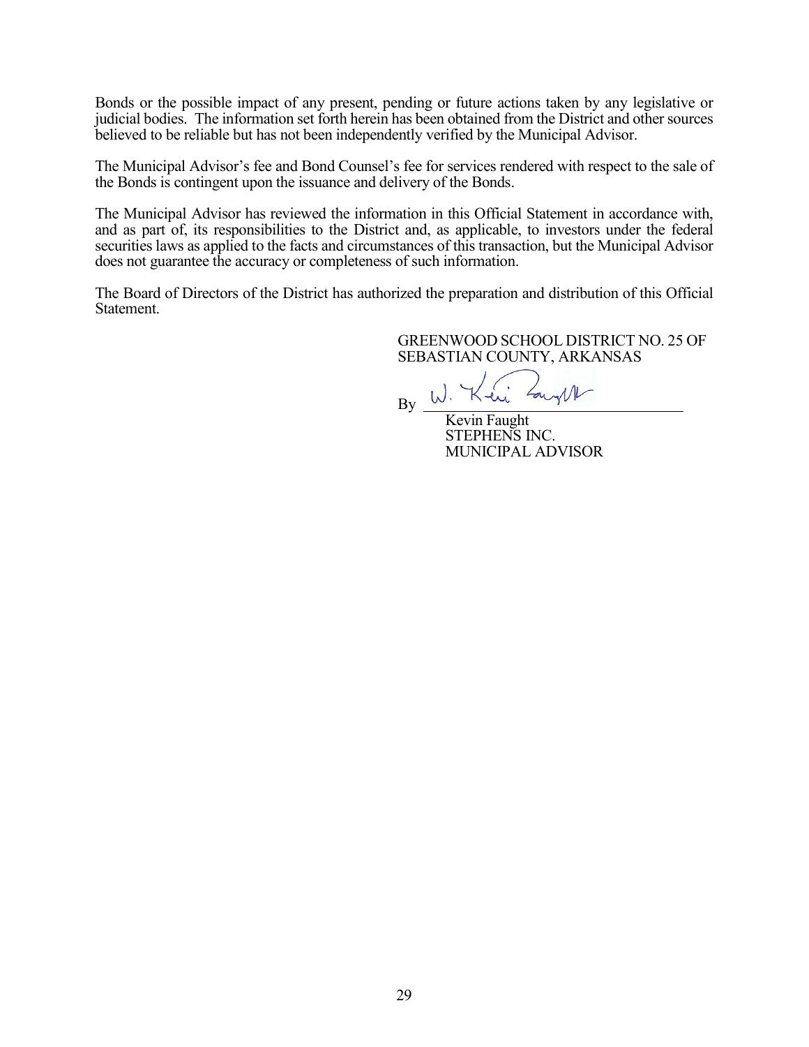Bonds or the possible impact of any present, pending or future actions taken by any legislative or judicial bodies. The information set forth herein has been obtained from the District and other sources believed to be reliable but has not been independently verified by the Municipal Advisor.

The Municipal Advisor's fee and Bond Counsel's fee for services rendered with respect to the sale of the Bonds is contingent upon the issuance and delivery of the Bonds.

The Municipal Advisor has reviewed the information in this Official Statement in accordance with, and as part of, its responsibilities to the District and, as applicable, to investors under the federal securities laws as applied to the facts and circumstances of this transaction, but the Municipal Advisor does not guarantee the accuracy or completeness of such information.

The Board of Directors of the District has authorized the preparation and distribution of this Official Statement.

GREENWOOD SCHOOL DISTRICT NO. 25 OF SEBASTIAN COUNTY, ARKANSAS

By W. Kevin Faught

Kevin Faught
STEPHENS INC.
MUNICIPAL ADVISOR